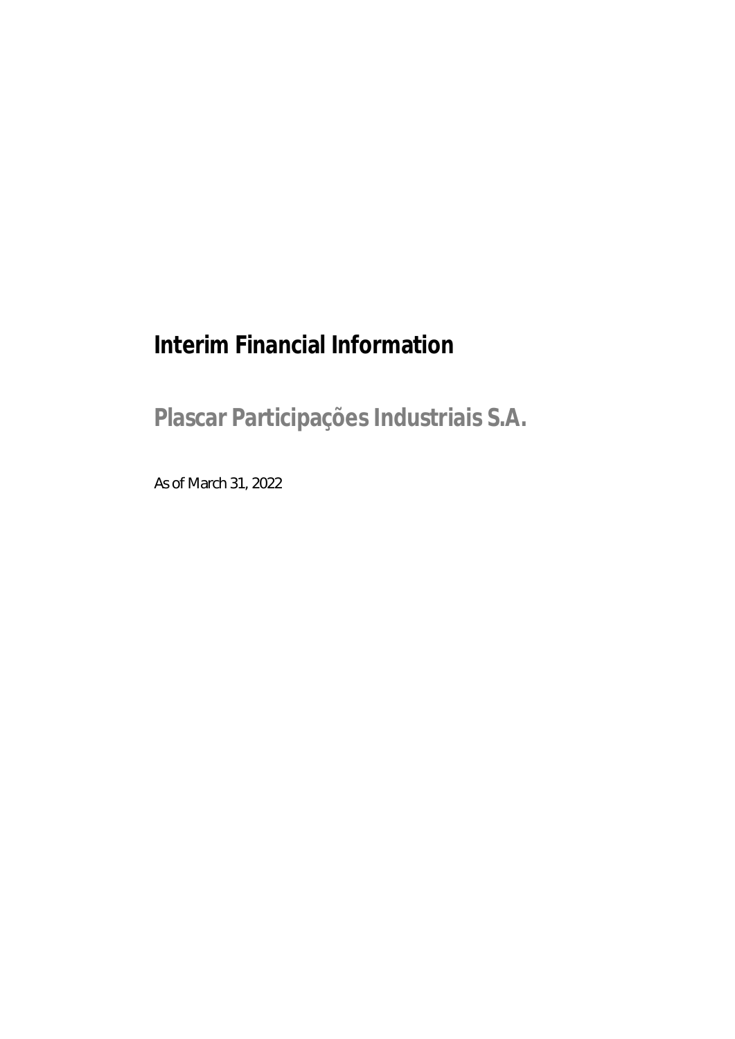# Interim Financial Information

## Plascar Participações Industriais S.A.

As of March 31, 2022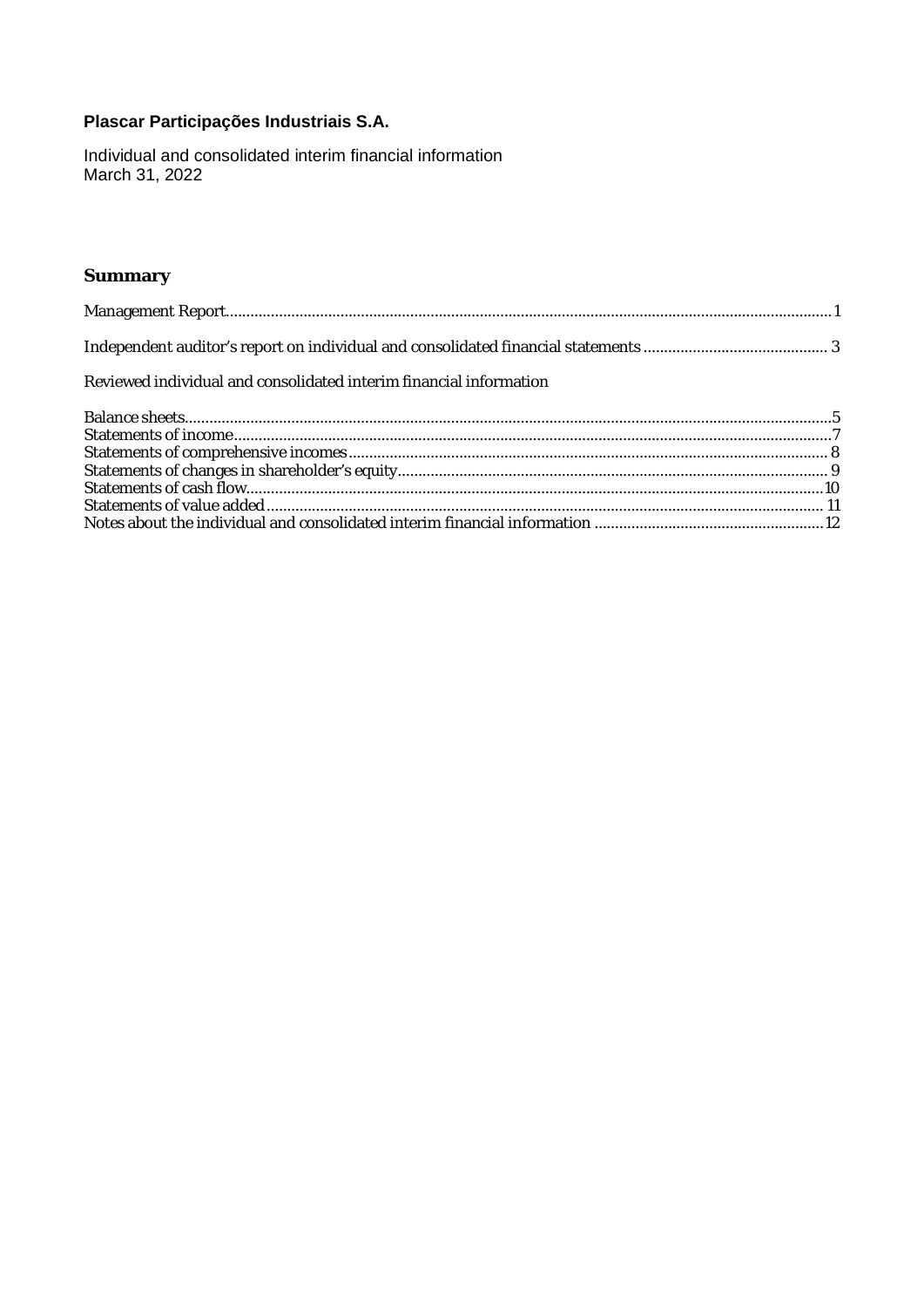**Plascar Participações Industriais S.A.**

Individual and consolidated interim financial information
March 31, 2022

## Summary

Management Report ... 1

Independent auditor's report on individual and consolidated financial statements ... 3

Reviewed individual and consolidated interim financial information

Balance sheets ... 5
Statements of income ... 7
Statements of comprehensive incomes ... 8
Statements of changes in shareholder's equity ... 9
Statements of cash flow ... 10
Statements of value added ... 11
Notes about the individual and consolidated interim financial information ... 12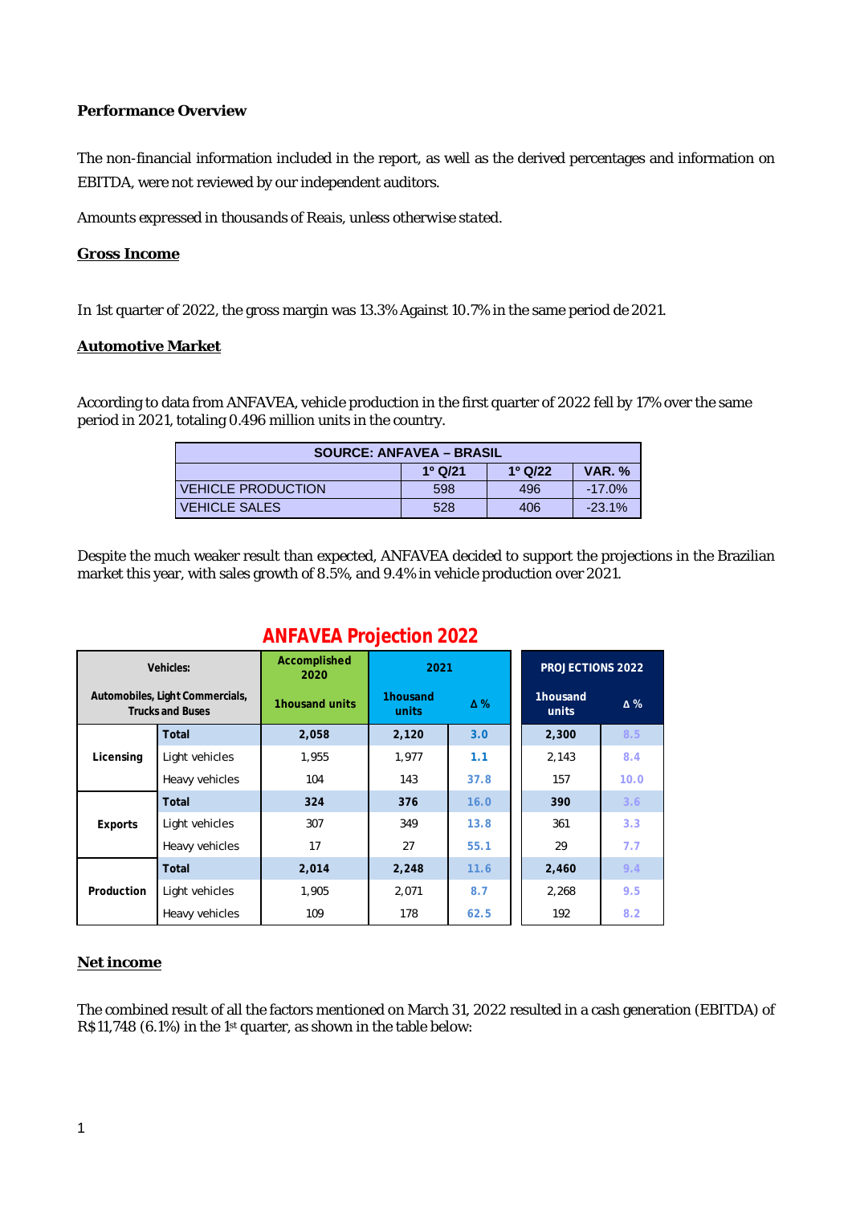**Performance Overview**

The non-financial information included in the report, as well as the derived percentages and information on EBITDA, were not reviewed by our independent auditors.

*Amounts expressed in thousands of Reais, unless otherwise stated.*

## Gross Income

In 1st quarter of 2022, the gross margin was 13.3% Against 10.7% in the same period de 2021.

## Automotive Market

According to data from ANFAVEA, vehicle production in the first quarter of 2022 fell by 17% over the same period in 2021, totaling 0.496 million units in the country.

| SOURCE: ANFAVEA – BRASIL | | | |
|---|---|---|---|
| | 1º Q/21 | 1º Q/22 | VAR. % |
| VEHICLE PRODUCTION | 598 | 496 | -17.0% |
| VEHICLE SALES | 528 | 406 | -23.1% |

Despite the much weaker result than expected, ANFAVEA decided to support the projections in the Brazilian market this year, with sales growth of 8.5%, and 9.4% in vehicle production over 2021.

**ANFAVEA Projection 2022**

| Vehicles: Automobiles, Light Commercials, Trucks and Buses | | Accomplished 2020 | 2021 | | PROJECTIONS 2022 | |
|---|---|---|---|---|---|---|
| | | 1housand units | 1housand units | Δ % | 1housand units | Δ % |
| Licensing | Total | 2,058 | 2,120 | 3.0 | 2,300 | 8.5 |
| | Light vehicles | 1,955 | 1,977 | 1.1 | 2,143 | 8.4 |
| | Heavy vehicles | 104 | 143 | 37.8 | 157 | 10.0 |
| Exports | Total | 324 | 376 | 16.0 | 390 | 3.6 |
| | Light vehicles | 307 | 349 | 13.8 | 361 | 3.3 |
| | Heavy vehicles | 17 | 27 | 55.1 | 29 | 7.7 |
| Production | Total | 2,014 | 2,248 | 11.6 | 2,460 | 9.4 |
| | Light vehicles | 1,905 | 2,071 | 8.7 | 2,268 | 9.5 |
| | Heavy vehicles | 109 | 178 | 62.5 | 192 | 8.2 |

## Net income

The combined result of all the factors mentioned on March 31, 2022 resulted in a cash generation (EBITDA) of R$ 11,748 (6.1%) in the 1st quarter, as shown in the table below: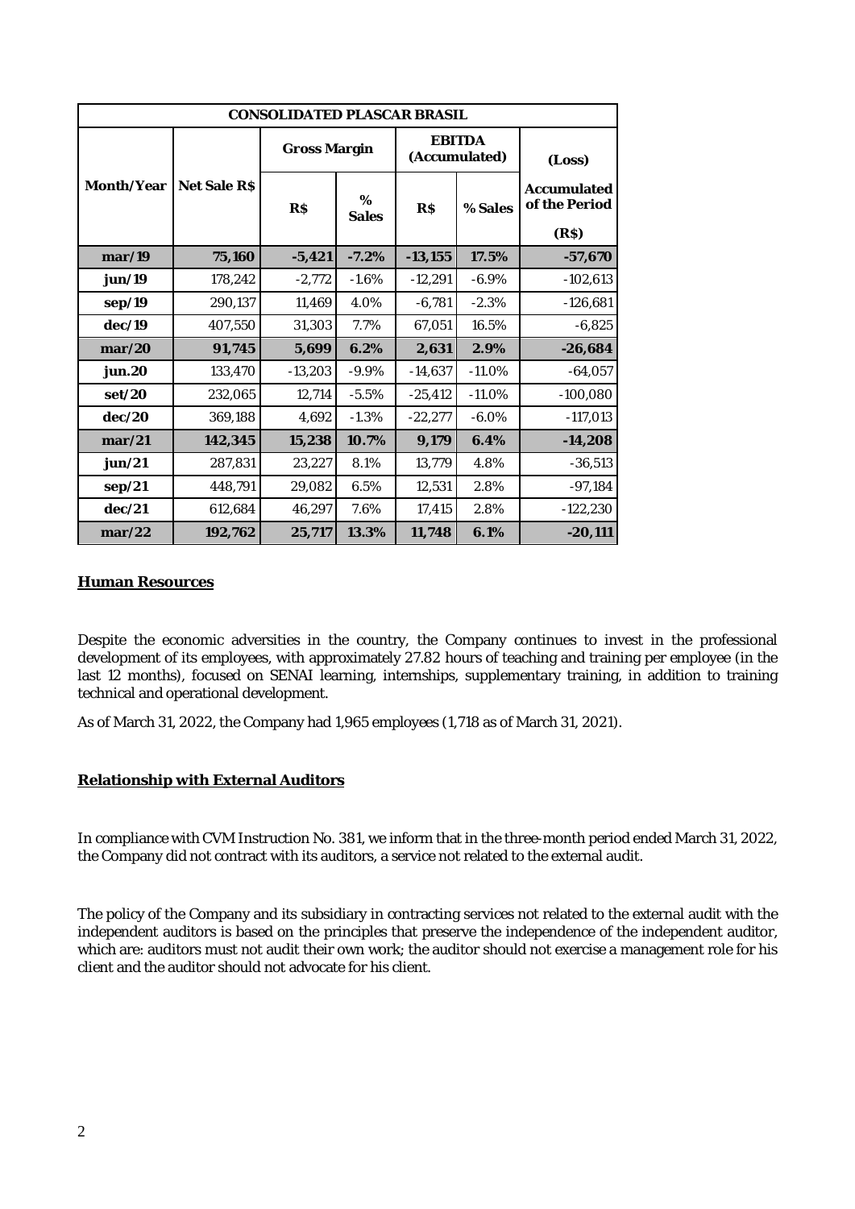| CONSOLIDATED PLASCAR BRASIL | | | | | | |
|---|---|---|---|---|---|---|
| Month/Year | Net Sale R$ | Gross Margin | | EBITDA (Accumulated) | | (Loss) Accumulated of the Period (R$) |
| | | R$ | % Sales | R$ | % Sales | |
| **mar/19** | **75,160** | **-5,421** | **-7.2%** | **-13,155** | **17.5%** | **-57,670** |
| jun/19 | 178,242 | -2,772 | -1.6% | -12,291 | -6.9% | -102,613 |
| sep/19 | 290,137 | 11,469 | 4.0% | -6,781 | -2.3% | -126,681 |
| dec/19 | 407,550 | 31,303 | 7.7% | 67,051 | 16.5% | -6,825 |
| **mar/20** | **91,745** | **5,699** | **6.2%** | **2,631** | **2.9%** | **-26,684** |
| jun.20 | 133,470 | -13,203 | -9.9% | -14,637 | -11.0% | -64,057 |
| set/20 | 232,065 | 12,714 | -5.5% | -25,412 | -11.0% | -100,080 |
| dec/20 | 369,188 | 4,692 | -1.3% | -22,277 | -6.0% | -117,013 |
| **mar/21** | **142,345** | **15,238** | **10.7%** | **9,179** | **6.4%** | **-14,208** |
| jun/21 | 287,831 | 23,227 | 8.1% | 13,779 | 4.8% | -36,513 |
| sep/21 | 448,791 | 29,082 | 6.5% | 12,531 | 2.8% | -97,184 |
| dec/21 | 612,684 | 46,297 | 7.6% | 17,415 | 2.8% | -122,230 |
| **mar/22** | **192,762** | **25,717** | **13.3%** | **11,748** | **6.1%** | **-20,111** |

## Human Resources

Despite the economic adversities in the country, the Company continues to invest in the professional development of its employees, with approximately 27.82 hours of teaching and training per employee (in the last 12 months), focused on SENAI learning, internships, supplementary training, in addition to training technical and operational development.

As of March 31, 2022, the Company had 1,965 employees (1,718 as of March 31, 2021).

## Relationship with External Auditors

In compliance with CVM Instruction No. 381, we inform that in the three-month period ended March 31, 2022, the Company did not contract with its auditors, a service not related to the external audit.

The policy of the Company and its subsidiary in contracting services not related to the external audit with the independent auditors is based on the principles that preserve the independence of the independent auditor, which are: auditors must not audit their own work; the auditor should not exercise a management role for his client and the auditor should not advocate for his client.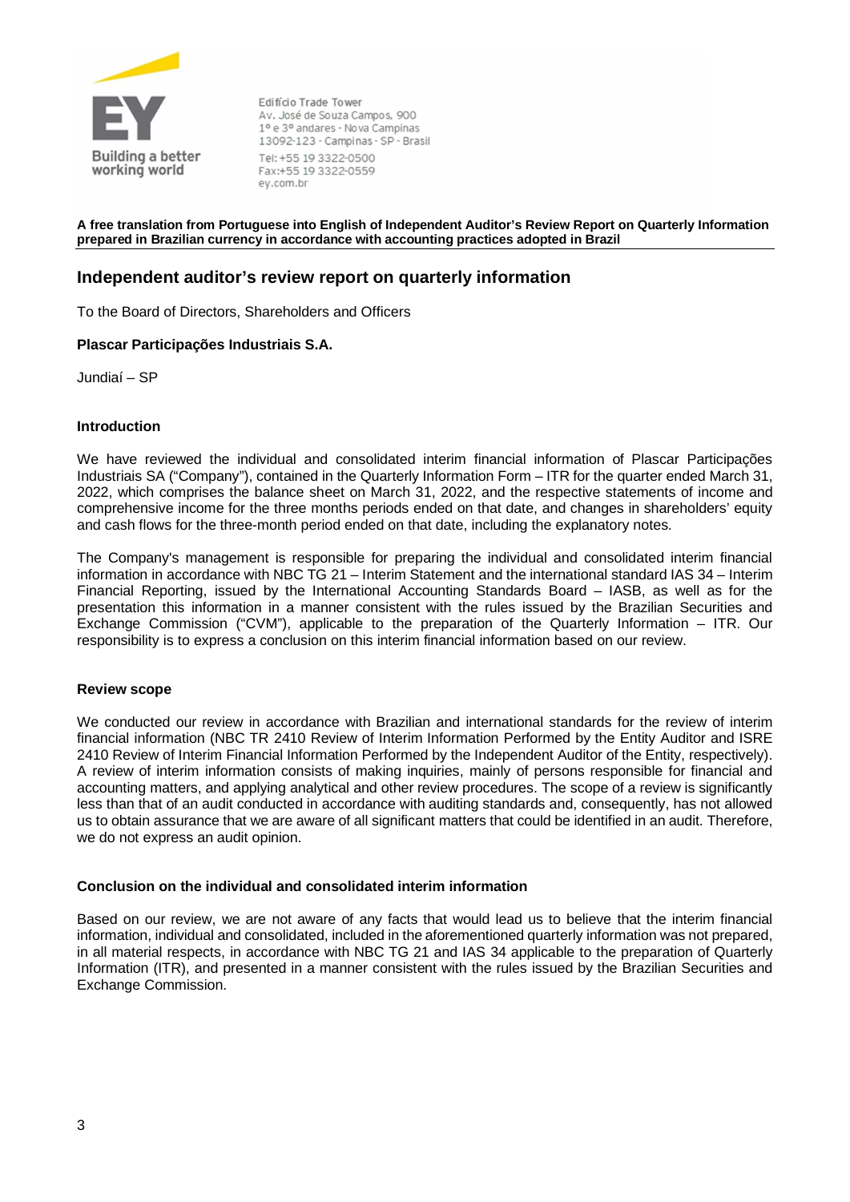Edifício Trade Tower
Av. José de Souza Campos, 900
1º e 3º andares - Nova Campinas
13092-123 - Campinas - SP - Brasil
Tel: +55 19 3322-0500
Fax:+55 19 3322-0559
ey.com.br

**A free translation from Portuguese into English of Independent Auditor's Review Report on Quarterly Information prepared in Brazilian currency in accordance with accounting practices adopted in Brazil**

## Independent auditor's review report on quarterly information

To the Board of Directors, Shareholders and Officers

**Plascar Participações Industriais S.A.**

Jundiaí – SP

### Introduction

We have reviewed the individual and consolidated interim financial information of Plascar Participações Industriais SA ("Company"), contained in the Quarterly Information Form – ITR for the quarter ended March 31, 2022, which comprises the balance sheet on March 31, 2022, and the respective statements of income and comprehensive income for the three months periods ended on that date, and changes in shareholders' equity and cash flows for the three-month period ended on that date, including the explanatory notes.

The Company's management is responsible for preparing the individual and consolidated interim financial information in accordance with NBC TG 21 – Interim Statement and the international standard IAS 34 – Interim Financial Reporting, issued by the International Accounting Standards Board – IASB, as well as for the presentation this information in a manner consistent with the rules issued by the Brazilian Securities and Exchange Commission ("CVM"), applicable to the preparation of the Quarterly Information – ITR. Our responsibility is to express a conclusion on this interim financial information based on our review.

### Review scope

We conducted our review in accordance with Brazilian and international standards for the review of interim financial information (NBC TR 2410 Review of Interim Information Performed by the Entity Auditor and ISRE 2410 Review of Interim Financial Information Performed by the Independent Auditor of the Entity, respectively). A review of interim information consists of making inquiries, mainly of persons responsible for financial and accounting matters, and applying analytical and other review procedures. The scope of a review is significantly less than that of an audit conducted in accordance with auditing standards and, consequently, has not allowed us to obtain assurance that we are aware of all significant matters that could be identified in an audit. Therefore, we do not express an audit opinion.

### Conclusion on the individual and consolidated interim information

Based on our review, we are not aware of any facts that would lead us to believe that the interim financial information, individual and consolidated, included in the aforementioned quarterly information was not prepared, in all material respects, in accordance with NBC TG 21 and IAS 34 applicable to the preparation of Quarterly Information (ITR), and presented in a manner consistent with the rules issued by the Brazilian Securities and Exchange Commission.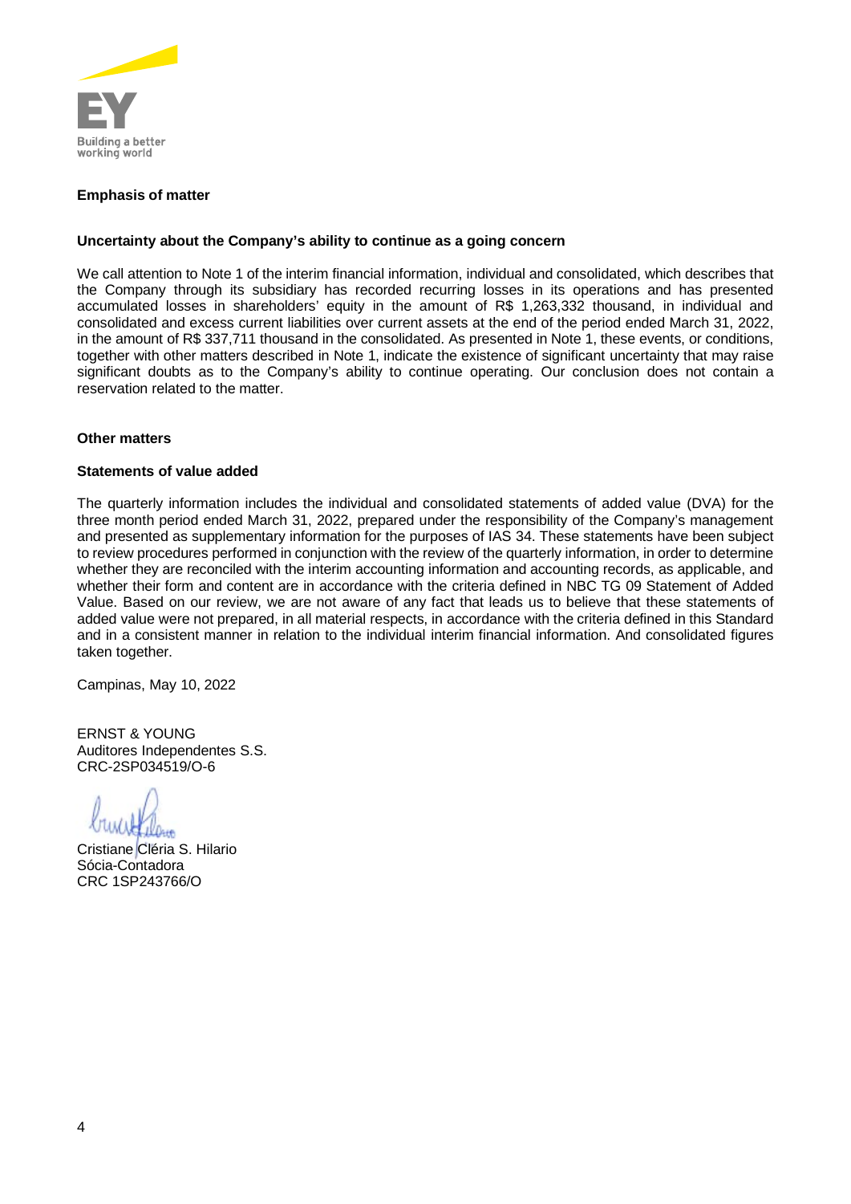**Emphasis of matter**

**Uncertainty about the Company's ability to continue as a going concern**

We call attention to Note 1 of the interim financial information, individual and consolidated, which describes that the Company through its subsidiary has recorded recurring losses in its operations and has presented accumulated losses in shareholders' equity in the amount of R$ 1,263,332 thousand, in individual and consolidated and excess current liabilities over current assets at the end of the period ended March 31, 2022, in the amount of R$ 337,711 thousand in the consolidated. As presented in Note 1, these events, or conditions, together with other matters described in Note 1, indicate the existence of significant uncertainty that may raise significant doubts as to the Company's ability to continue operating. Our conclusion does not contain a reservation related to the matter.

**Other matters**

**Statements of value added**

The quarterly information includes the individual and consolidated statements of added value (DVA) for the three month period ended March 31, 2022, prepared under the responsibility of the Company's management and presented as supplementary information for the purposes of IAS 34. These statements have been subject to review procedures performed in conjunction with the review of the quarterly information, in order to determine whether they are reconciled with the interim accounting information and accounting records, as applicable, and whether their form and content are in accordance with the criteria defined in NBC TG 09 Statement of Added Value. Based on our review, we are not aware of any fact that leads us to believe that these statements of added value were not prepared, in all material respects, in accordance with the criteria defined in this Standard and in a consistent manner in relation to the individual interim financial information. And consolidated figures taken together.

Campinas, May 10, 2022

ERNST & YOUNG
Auditores Independentes S.S.
CRC-2SP034519/O-6

Cristiane Cléria S. Hilario
Sócia-Contadora
CRC 1SP243766/O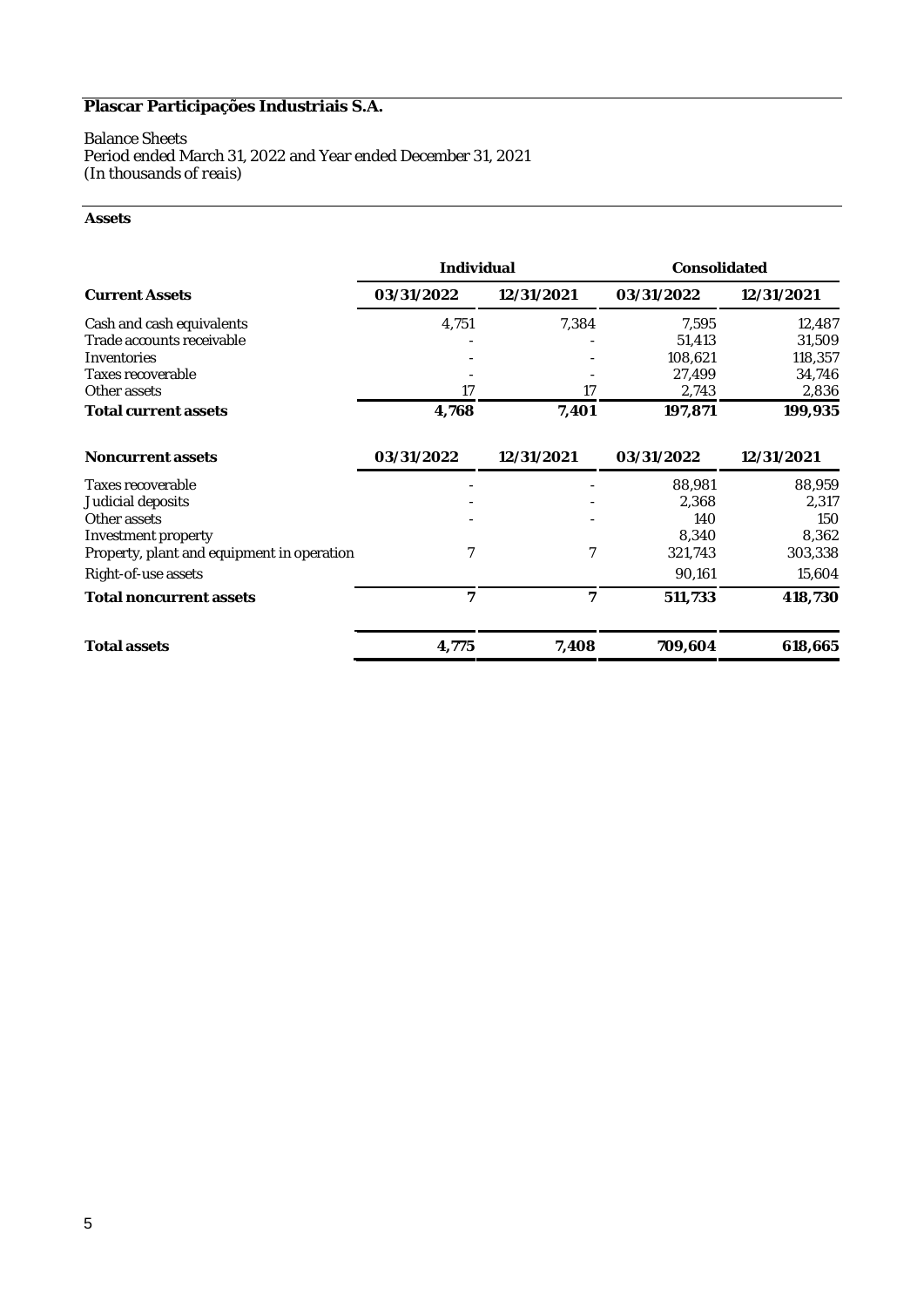# Plascar Participações Industriais S.A.

Balance Sheets
Period ended March 31, 2022 and Year ended December 31, 2021
*(In thousands of reais)*

**Assets**

| | Individual | | Consolidated | |
|---|---|---|---|---|
| **Current Assets** | **03/31/2022** | **12/31/2021** | **03/31/2022** | **12/31/2021** |
| Cash and cash equivalents | 4,751 | 7,384 | 7,595 | 12,487 |
| Trade accounts receivable | - | - | 51,413 | 31,509 |
| Inventories | - | - | 108,621 | 118,357 |
| Taxes recoverable | - | - | 27,499 | 34,746 |
| Other assets | 17 | 17 | 2,743 | 2,836 |
| **Total current assets** | **4,768** | **7,401** | **197,871** | **199,935** |
| **Noncurrent assets** | **03/31/2022** | **12/31/2021** | **03/31/2022** | **12/31/2021** |
| Taxes recoverable | - | - | 88,981 | 88,959 |
| Judicial deposits | - | - | 2,368 | 2,317 |
| Other assets | - | - | 140 | 150 |
| Investment property | | | 8,340 | 8,362 |
| Property, plant and equipment in operation | 7 | 7 | 321,743 | 303,338 |
| Right-of-use assets | | | 90,161 | 15,604 |
| **Total noncurrent assets** | **7** | **7** | **511,733** | **418,730** |
| **Total assets** | **4,775** | **7,408** | **709,604** | **618,665** |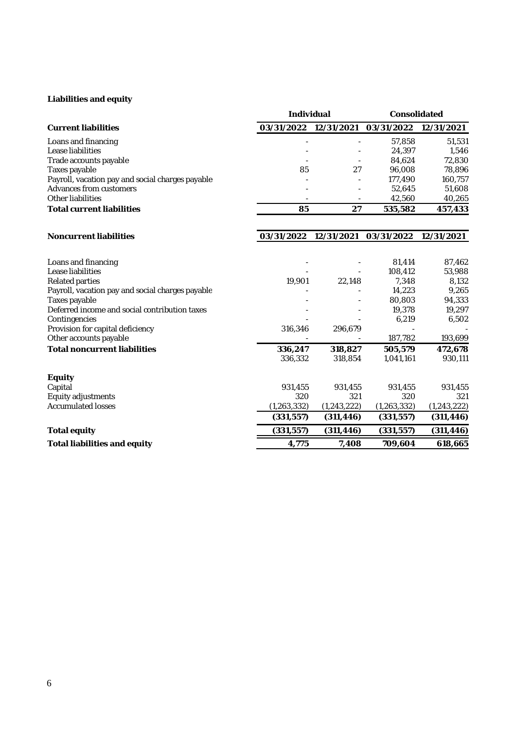**Liabilities and equity**

| | Individual | | Consolidated | |
|---|---|---|---|---|
| **Current liabilities** | **03/31/2022** | **12/31/2021** | **03/31/2022** | **12/31/2021** |
| Loans and financing | - | - | 57,858 | 51,531 |
| Lease liabilities | - | - | 24,397 | 1,546 |
| Trade accounts payable | - | - | 84,624 | 72,830 |
| Taxes payable | 85 | 27 | 96,008 | 78,896 |
| Payroll, vacation pay and social charges payable | - | - | 177,490 | 160,757 |
| Advances from customers | - | - | 52,645 | 51,608 |
| Other liabilities | - | - | 42,560 | 40,265 |
| **Total current liabilities** | **85** | **27** | **535,582** | **457,433** |
| | | | | |
| **Noncurrent liabilities** | **03/31/2022** | **12/31/2021** | **03/31/2022** | **12/31/2021** |
| Loans and financing | - | - | 81,414 | 87,462 |
| Lease liabilities | - | - | 108,412 | 53,988 |
| Related parties | 19,901 | 22,148 | 7,348 | 8,132 |
| Payroll, vacation pay and social charges payable | - | - | 14,223 | 9,265 |
| Taxes payable | - | - | 80,803 | 94,333 |
| Deferred income and social contribution taxes | - | - | 19,378 | 19,297 |
| Contingencies | - | - | 6,219 | 6,502 |
| Provision for capital deficiency | 316,346 | 296,679 | - | - |
| Other accounts payable | - | - | 187,782 | 193,699 |
| **Total noncurrent liabilities** | **336,247** | **318,827** | **505,579** | **472,678** |
| | 336,332 | 318,854 | 1,041,161 | 930,111 |
| | | | | |
| **Equity** | | | | |
| Capital | 931,455 | 931,455 | 931,455 | 931,455 |
| Equity adjustments | 320 | 321 | 320 | 321 |
| Accumulated losses | (1,263,332) | (1,243,222) | (1,263,332) | (1,243,222) |
| | **(331,557)** | **(311,446)** | **(331,557)** | **(311,446)** |
| **Total equity** | **(331,557)** | **(311,446)** | **(331,557)** | **(311,446)** |
| **Total liabilities and equity** | **4,775** | **7,408** | **709,604** | **618,665** |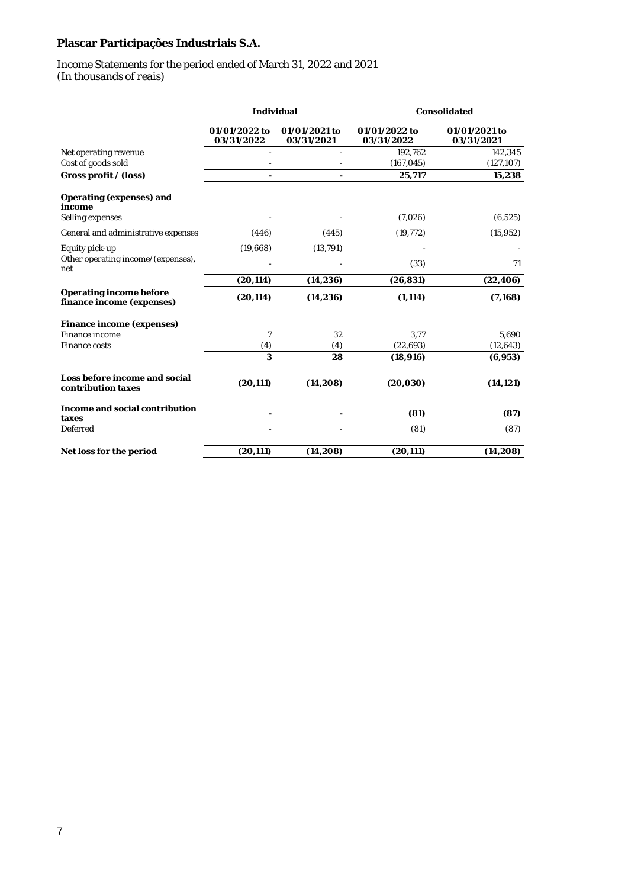**Plascar Participações Industriais S.A.**

Income Statements for the period ended of March 31, 2022 and 2021
*(In thousands of reais)*

| | Individual | | Consolidated | |
|---|---|---|---|---|
| | **01/01/2022 to 03/31/2022** | **01/01/2021 to 03/31/2021** | **01/01/2022 to 03/31/2022** | **01/01/2021 to 03/31/2021** |
| Net operating revenue | - | - | 192,762 | 142,345 |
| Cost of goods sold | - | - | (167,045) | (127,107) |
| **Gross profit / (loss)** | **-** | **-** | **25,717** | **15,238** |
| **Operating (expenses) and income** | | | | |
| Selling expenses | - | - | (7,026) | (6,525) |
| General and administrative expenses | (446) | (445) | (19,772) | (15,952) |
| Equity pick-up | (19,668) | (13,791) | - | - |
| Other operating income/(expenses), net | - | - | (33) | 71 |
| | **(20,114)** | **(14,236)** | **(26,831)** | **(22,406)** |
| **Operating income before finance income (expenses)** | **(20,114)** | **(14,236)** | **(1,114)** | **(7,168)** |
| **Finance income (expenses)** | | | | |
| Finance income | 7 | 32 | 3,77 | 5,690 |
| Finance costs | (4) | (4) | (22,693) | (12,643) |
| | **3** | **28** | **(18,916)** | **(6,953)** |
| **Loss before income and social contribution taxes** | **(20,111)** | **(14,208)** | **(20,030)** | **(14,121)** |
| **Income and social contribution taxes** | **-** | **-** | **(81)** | **(87)** |
| Deferred | - | - | (81) | (87) |
| **Net loss for the period** | **(20,111)** | **(14,208)** | **(20,111)** | **(14,208)** |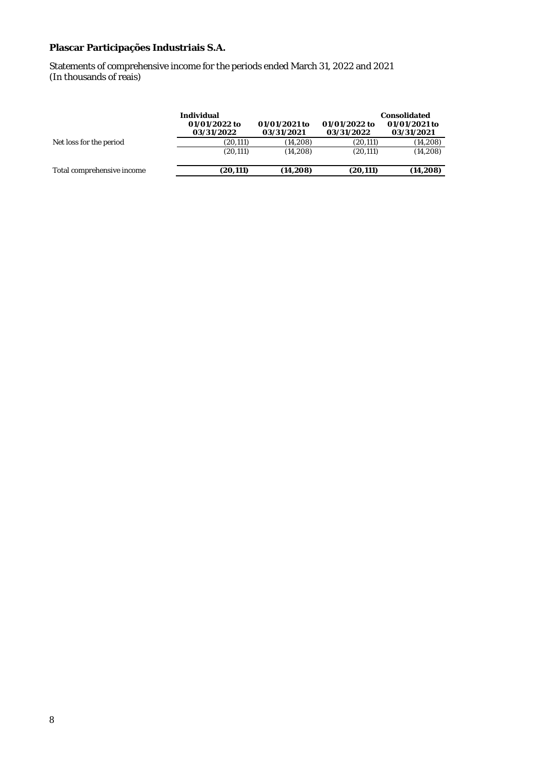**Plascar Participações Industriais S.A.**

Statements of comprehensive income for the periods ended March 31, 2022 and 2021
(In thousands of reais)

| | Individual | | Consolidated | |
|---|---|---|---|---|
| | 01/01/2022 to 03/31/2022 | 01/01/2021 to 03/31/2021 | 01/01/2022 to 03/31/2022 | 01/01/2021 to 03/31/2021 |
| Net loss for the period | (20,111) | (14,208) | (20,111) | (14,208) |
| | (20,111) | (14,208) | (20,111) | (14,208) |
| **Total comprehensive income** | **(20,111)** | **(14,208)** | **(20,111)** | **(14,208)** |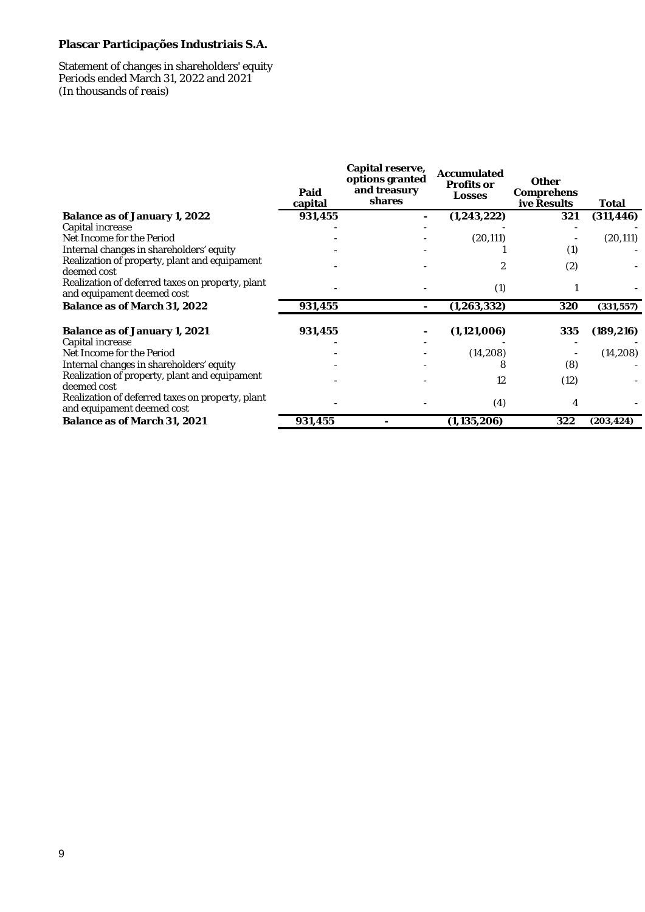**Plascar Participações Industriais S.A.**

Statement of changes in shareholders' equity
Periods ended March 31, 2022 and 2021
(In thousands of *reais*)

| | Paid capital | Capital reserve, options granted and treasury shares | Accumulated Profits or Losses | Other Comprehensive Results | Total |
|---|---|---|---|---|---|
| **Balance as of January 1, 2022** | **931,455** | **-** | **(1,243,222)** | **321** | **(311,446)** |
| Capital increase | - | - | - | - | - |
| Net Income for the Period | - | - | (20,111) | - | (20,111) |
| Internal changes in shareholders' equity | - | - | 1 | (1) | - |
| Realization of property, plant and equipament deemed cost | - | - | 2 | (2) | - |
| Realization of deferred taxes on property, plant and equipament deemed cost | - | - | (1) | 1 | - |
| **Balance as of March 31, 2022** | **931,455** | **-** | **(1,263,332)** | **320** | **(331,557)** |
| | | | | | |
| **Balance as of January 1, 2021** | **931,455** | **-** | **(1,121,006)** | **335** | **(189,216)** |
| Capital increase | - | - | - | - | - |
| Net Income for the Period | - | - | (14,208) | - | (14,208) |
| Internal changes in shareholders' equity | - | - | 8 | (8) | - |
| Realization of property, plant and equipament deemed cost | - | - | 12 | (12) | - |
| Realization of deferred taxes on property, plant and equipament deemed cost | - | - | (4) | 4 | - |
| **Balance as of March 31, 2021** | **931,455** | **-** | **(1,135,206)** | **322** | **(203,424)** |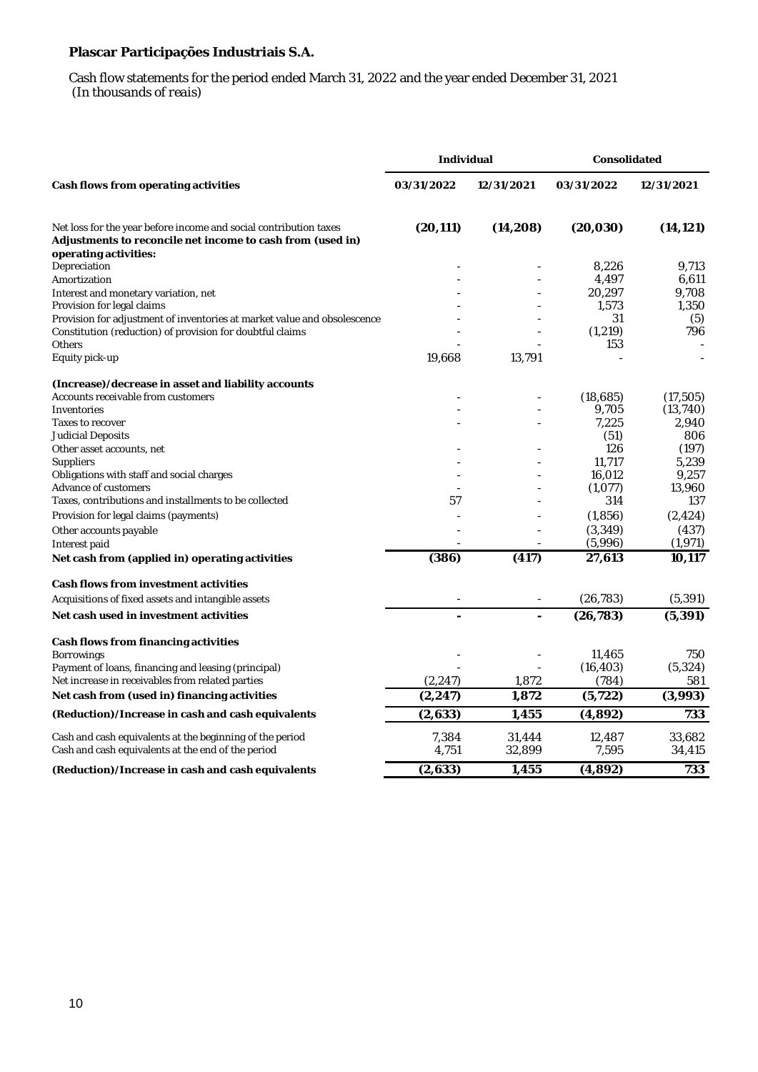**Plascar Participações Industriais S.A.**

Cash flow statements for the period ended March 31, 2022 and the year ended December 31, 2021
(In thousands of reais)

| | Individual | | Consolidated | |
|---|---|---|---|---|
| **Cash flows from operating activities** | **03/31/2022** | **12/31/2021** | **03/31/2022** | **12/31/2021** |
| Net loss for the year before income and social contribution taxes | **(20,111)** | **(14,208)** | **(20,030)** | **(14,121)** |
| **Adjustments to reconcile net income to cash from (used in) operating activities:** | | | | |
| Depreciation | - | - | 8,226 | 9,713 |
| Amortization | - | - | 4,497 | 6,611 |
| Interest and monetary variation, net | - | - | 20,297 | 9,708 |
| Provision for legal claims | - | - | 1,573 | 1,350 |
| Provision for adjustment of inventories at market value and obsolescence | - | - | 31 | (5) |
| Constitution (reduction) of provision for doubtful claims | - | - | (1,219) | 796 |
| Others | - | - | 153 | - |
| Equity pick-up | 19,668 | 13,791 | - | - |
| **(Increase)/decrease in asset and liability accounts** | | | | |
| Accounts receivable from customers | - | - | (18,685) | (17,505) |
| Inventories | - | - | 9,705 | (13,740) |
| Taxes to recover | - | - | 7,225 | 2,940 |
| Judicial Deposits | | | (51) | 806 |
| Other asset accounts, net | - | - | 126 | (197) |
| Suppliers | - | - | 11,717 | 5,239 |
| Obligations with staff and social charges | - | - | 16,012 | 9,257 |
| Advance of customers | - | - | (1,077) | 13,960 |
| Taxes, contributions and installments to be collected | 57 | - | 314 | 137 |
| Provision for legal claims (payments) | - | - | (1,856) | (2,424) |
| Other accounts payable | - | - | (3,349) | (437) |
| Interest paid | - | - | (5,996) | (1,971) |
| **Net cash from (applied in) operating activities** | **(386)** | **(417)** | **27,613** | **10,117** |
| **Cash flows from investment activities** | | | | |
| Acquisitions of fixed assets and intangible assets | - | - | (26,783) | (5,391) |
| **Net cash used in investment activities** | **-** | **-** | **(26,783)** | **(5,391)** |
| **Cash flows from financing activities** | | | | |
| Borrowings | - | - | 11,465 | 750 |
| Payment of loans, financing and leasing (principal) | - | - | (16,403) | (5,324) |
| Net increase in receivables from related parties | (2,247) | 1,872 | (784) | 581 |
| **Net cash from (used in) financing activities** | **(2,247)** | **1,872** | **(5,722)** | **(3,993)** |
| **(Reduction)/Increase in cash and cash equivalents** | **(2,633)** | **1,455** | **(4,892)** | **733** |
| Cash and cash equivalents at the beginning of the period | 7,384 | 31,444 | 12,487 | 33,682 |
| Cash and cash equivalents at the end of the period | 4,751 | 32,899 | 7,595 | 34,415 |
| **(Reduction)/Increase in cash and cash equivalents** | **(2,633)** | **1,455** | **(4,892)** | **733** |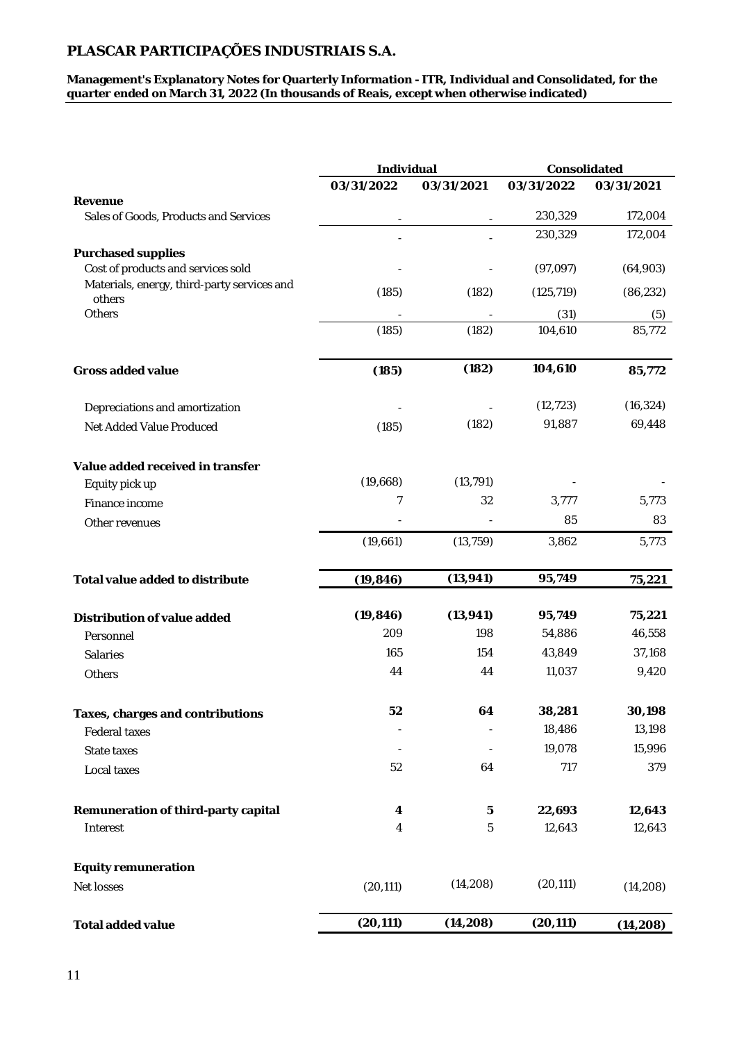# PLASCAR PARTICIPAÇÕES INDUSTRIAIS S.A.

**Management's Explanatory Notes for Quarterly Information - ITR, Individual and Consolidated, for the quarter ended on March 31, 2022 (In thousands of Reais, except when otherwise indicated)**

| | Individual | | Consolidated | |
|---|---|---|---|---|
| | **03/31/2022** | **03/31/2021** | **03/31/2022** | **03/31/2021** |
| **Revenue** | | | | |
| Sales of Goods, Products and Services | - | - | 230,329 | 172,004 |
| | - | - | 230,329 | 172,004 |
| **Purchased supplies** | | | | |
| Cost of products and services sold | - | - | (97,097) | (64,903) |
| Materials, energy, third-party services and others | (185) | (182) | (125,719) | (86,232) |
| Others | - | - | (31) | (5) |
| | (185) | (182) | 104,610 | 85,772 |
| **Gross added value** | **(185)** | **(182)** | **104,610** | **85,772** |
| Depreciations and amortization | - | - | (12,723) | (16,324) |
| Net Added Value Produced | (185) | (182) | 91,887 | 69,448 |
| **Value added received in transfer** | | | | |
| Equity pick up | (19,668) | (13,791) | - | - |
| Finance income | 7 | 32 | 3,777 | 5,773 |
| Other revenues | - | - | 85 | 83 |
| | (19,661) | (13,759) | 3,862 | 5,773 |
| **Total value added to distribute** | **(19,846)** | **(13,941)** | **95,749** | **75,221** |
| **Distribution of value added** | **(19,846)** | **(13,941)** | **95,749** | **75,221** |
| Personnel | 209 | 198 | 54,886 | 46,558 |
| Salaries | 165 | 154 | 43,849 | 37,168 |
| Others | 44 | 44 | 11,037 | 9,420 |
| **Taxes, charges and contributions** | **52** | **64** | **38,281** | **30,198** |
| Federal taxes | - | - | 18,486 | 13,198 |
| State taxes | - | - | 19,078 | 15,996 |
| Local taxes | 52 | 64 | 717 | 379 |
| **Remuneration of third-party capital** | **4** | **5** | **22,693** | **12,643** |
| Interest | 4 | 5 | 12,643 | 12,643 |
| **Equity remuneration** | | | | |
| Net losses | (20,111) | (14,208) | (20,111) | (14,208) |
| **Total added value** | **(20,111)** | **(14,208)** | **(20,111)** | **(14,208)** |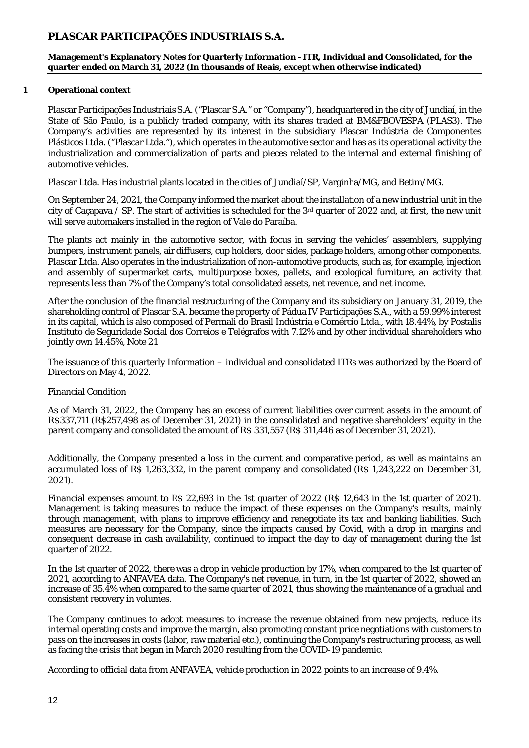# PLASCAR PARTICIPAÇÕES INDUSTRIAIS S.A.

**Management's Explanatory Notes for Quarterly Information - ITR, Individual and Consolidated, for the quarter ended on March 31, 2022 (In thousands of Reais, except when otherwise indicated)**

## 1 Operational context

Plascar Participações Industriais S.A. ("Plascar S.A." or "Company"), headquartered in the city of Jundiaí, in the State of São Paulo, is a publicly traded company, with its shares traded at BM&FBOVESPA (PLAS3). The Company's activities are represented by its interest in the subsidiary Plascar Indústria de Componentes Plásticos Ltda. ("Plascar Ltda."), which operates in the automotive sector and has as its operational activity the industrialization and commercialization of parts and pieces related to the internal and external finishing of automotive vehicles.

Plascar Ltda. Has industrial plants located in the cities of Jundiaí/SP, Varginha/MG, and Betim/MG.

On September 24, 2021, the Company informed the market about the installation of a new industrial unit in the city of Caçapava / SP. The start of activities is scheduled for the 3rd quarter of 2022 and, at first, the new unit will serve automakers installed in the region of Vale do Paraíba.

The plants act mainly in the automotive sector, with focus in serving the vehicles' assemblers, supplying bumpers, instrument panels, air diffusers, cup holders, door sides, package holders, among other components. Plascar Ltda. Also operates in the industrialization of non-automotive products, such as, for example, injection and assembly of supermarket carts, multipurpose boxes, pallets, and ecological furniture, an activity that represents less than 7% of the Company's total consolidated assets, net revenue, and net income.

After the conclusion of the financial restructuring of the Company and its subsidiary on January 31, 2019, the shareholding control of Plascar S.A. became the property of Pádua IV Participações S.A., with a 59.99% interest in its capital, which is also composed of Permali do Brasil Indústria e Comércio Ltda., with 18.44%, by Postalis Instituto de Seguridade Social dos Correios e Telégrafos with 7.12% and by other individual shareholders who jointly own 14.45%, Note 21

The issuance of this quarterly Information – individual and consolidated ITRs was authorized by the Board of Directors on May 4, 2022.

Financial Condition

As of March 31, 2022, the Company has an excess of current liabilities over current assets in the amount of R$337,711 (R$257,498 as of December 31, 2021) in the consolidated and negative shareholders' equity in the parent company and consolidated the amount of R$ 331,557 (R$ 311,446 as of December 31, 2021).

Additionally, the Company presented a loss in the current and comparative period, as well as maintains an accumulated loss of R$ 1,263,332, in the parent company and consolidated (R$ 1,243,222 on December 31, 2021).

Financial expenses amount to R$ 22,693 in the 1st quarter of 2022 (R$ 12,643 in the 1st quarter of 2021). Management is taking measures to reduce the impact of these expenses on the Company's results, mainly through management, with plans to improve efficiency and renegotiate its tax and banking liabilities. Such measures are necessary for the Company, since the impacts caused by Covid, with a drop in margins and consequent decrease in cash availability, continued to impact the day to day of management during the 1st quarter of 2022.

In the 1st quarter of 2022, there was a drop in vehicle production by 17%, when compared to the 1st quarter of 2021, according to ANFAVEA data. The Company's net revenue, in turn, in the 1st quarter of 2022, showed an increase of 35.4% when compared to the same quarter of 2021, thus showing the maintenance of a gradual and consistent recovery in volumes.

The Company continues to adopt measures to increase the revenue obtained from new projects, reduce its internal operating costs and improve the margin, also promoting constant price negotiations with customers to pass on the increases in costs (labor, raw material etc.), continuing the Company's restructuring process, as well as facing the crisis that began in March 2020 resulting from the COVID-19 pandemic.

According to official data from ANFAVEA, vehicle production in 2022 points to an increase of 9.4%.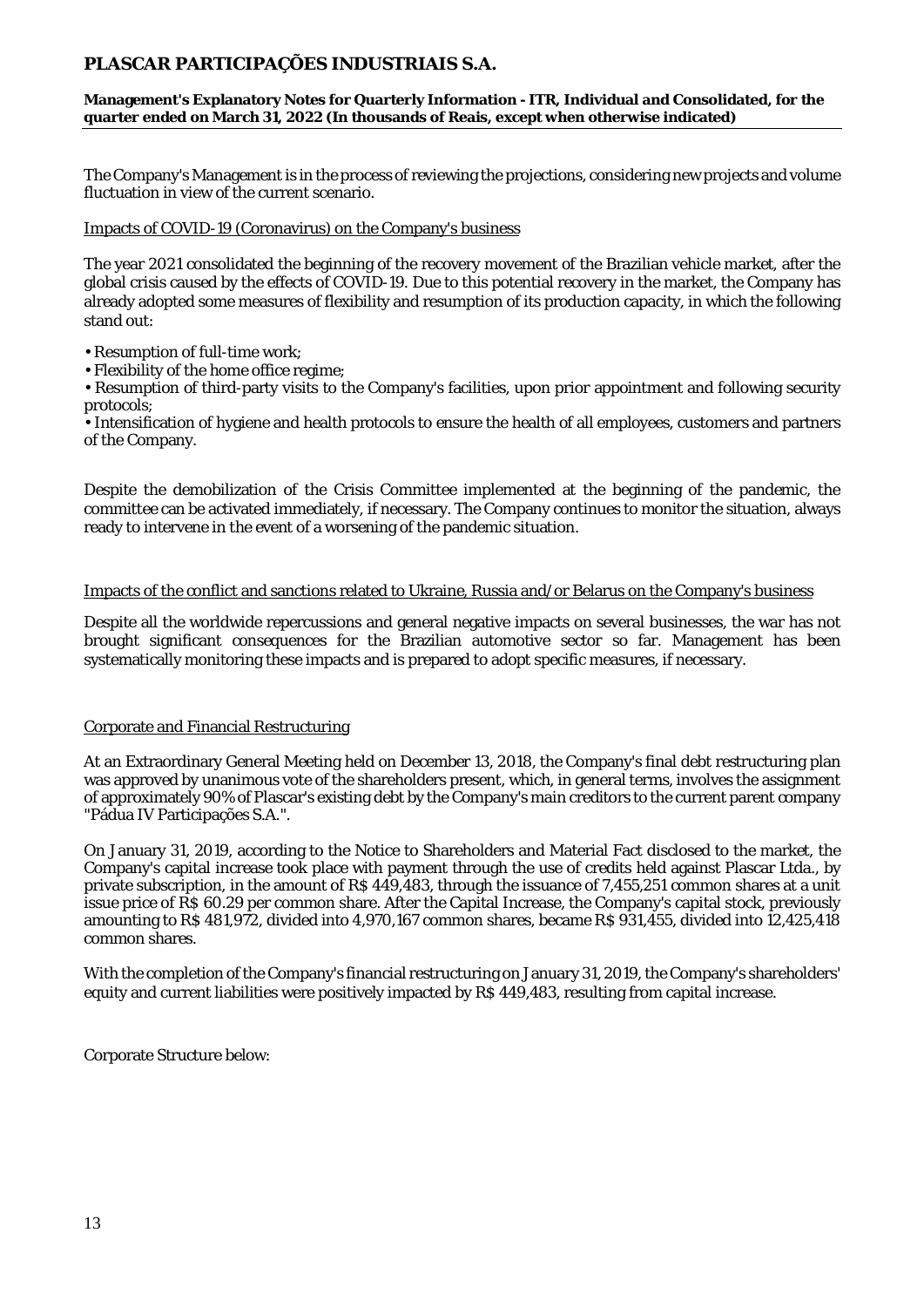The Company's Management is in the process of reviewing the projections, considering new projects and volume fluctuation in view of the current scenario.

Impacts of COVID-19 (Coronavirus) on the Company's business

The year 2021 consolidated the beginning of the recovery movement of the Brazilian vehicle market, after the global crisis caused by the effects of COVID-19. Due to this potential recovery in the market, the Company has already adopted some measures of flexibility and resumption of its production capacity, in which the following stand out:

- Resumption of full-time work;
- Flexibility of the home office regime;
- Resumption of third-party visits to the Company's facilities, upon prior appointment and following security protocols;
- Intensification of hygiene and health protocols to ensure the health of all employees, customers and partners of the Company.

Despite the demobilization of the Crisis Committee implemented at the beginning of the pandemic, the committee can be activated immediately, if necessary. The Company continues to monitor the situation, always ready to intervene in the event of a worsening of the pandemic situation.

Impacts of the conflict and sanctions related to Ukraine, Russia and/or Belarus on the Company's business

Despite all the worldwide repercussions and general negative impacts on several businesses, the war has not brought significant consequences for the Brazilian automotive sector so far. Management has been systematically monitoring these impacts and is prepared to adopt specific measures, if necessary.

Corporate and Financial Restructuring

At an Extraordinary General Meeting held on December 13, 2018, the Company's final debt restructuring plan was approved by unanimous vote of the shareholders present, which, in general terms, involves the assignment of approximately 90% of Plascar's existing debt by the Company's main creditors to the current parent company "Pádua IV Participações S.A.".

On January 31, 2019, according to the Notice to Shareholders and Material Fact disclosed to the market, the Company's capital increase took place with payment through the use of credits held against Plascar Ltda., by private subscription, in the amount of R$ 449,483, through the issuance of 7,455,251 common shares at a unit issue price of R$ 60.29 per common share. After the Capital Increase, the Company's capital stock, previously amounting to R$ 481,972, divided into 4,970,167 common shares, became R$ 931,455, divided into 12,425,418 common shares.

With the completion of the Company's financial restructuring on January 31, 2019, the Company's shareholders' equity and current liabilities were positively impacted by R$ 449,483, resulting from capital increase.

Corporate Structure below: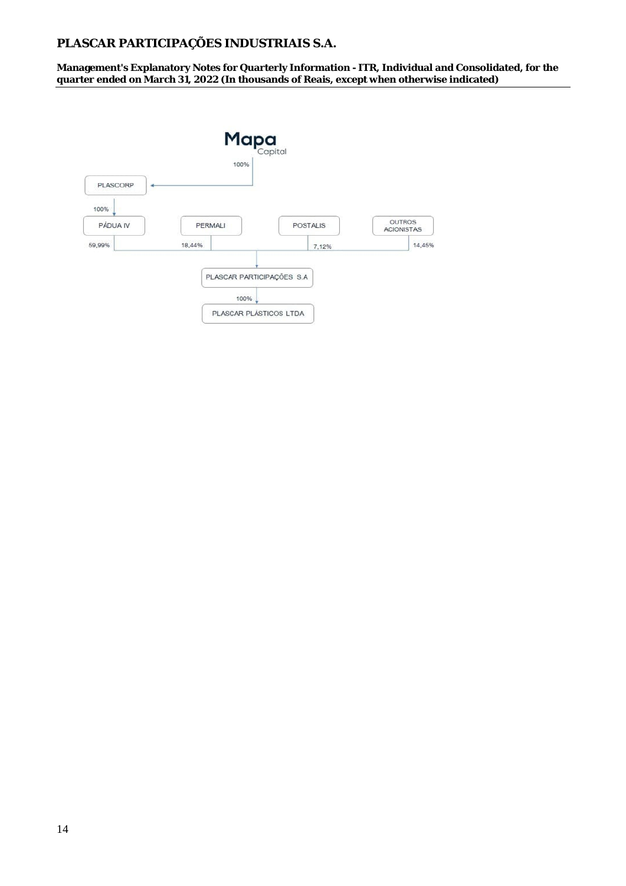Mapa
Capital

100%

PLASCORP

100%

PÁDUA IV 59,99%

PERMALI 18,44%

POSTALIS 7,12%

OUTROS ACIONISTAS 14,45%

PLASCAR PARTICIPAÇÕES S.A

100%

PLASCAR PLÁSTICOS LTDA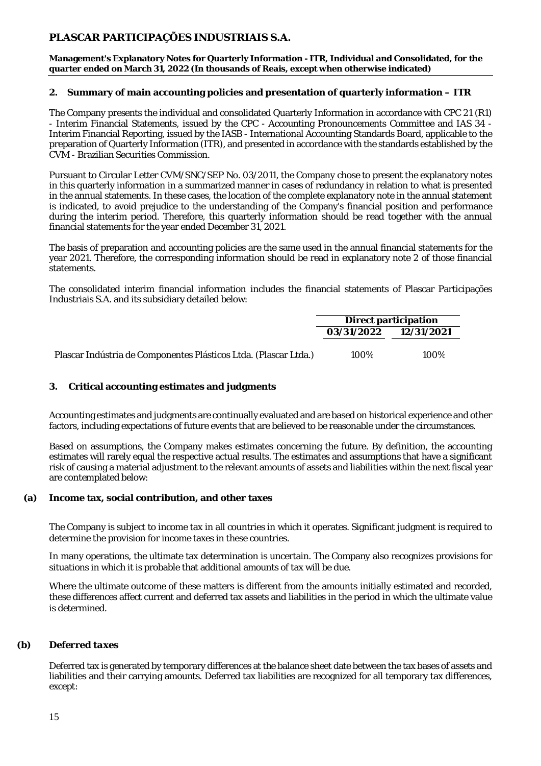## 2. Summary of main accounting policies and presentation of quarterly information – ITR

The Company presents the individual and consolidated Quarterly Information in accordance with CPC 21 (R1) - Interim Financial Statements, issued by the CPC - Accounting Pronouncements Committee and IAS 34 - Interim Financial Reporting, issued by the IASB - International Accounting Standards Board, applicable to the preparation of Quarterly Information (ITR), and presented in accordance with the standards established by the CVM - Brazilian Securities Commission.

Pursuant to Circular Letter CVM/SNC/SEP No. 03/2011, the Company chose to present the explanatory notes in this quarterly information in a summarized manner in cases of redundancy in relation to what is presented in the annual statements. In these cases, the location of the complete explanatory note in the annual statement is indicated, to avoid prejudice to the understanding of the Company's financial position and performance during the interim period. Therefore, this quarterly information should be read together with the annual financial statements for the year ended December 31, 2021.

The basis of preparation and accounting policies are the same used in the annual financial statements for the year 2021. Therefore, the corresponding information should be read in explanatory note 2 of those financial statements.

The consolidated interim financial information includes the financial statements of Plascar Participações Industriais S.A. and its subsidiary detailed below:

| | Direct participation | |
|---|---|---|
| | 03/31/2022 | 12/31/2021 |
| Plascar Indústria de Componentes Plásticos Ltda. (Plascar Ltda.) | 100% | 100% |

## 3. Critical accounting estimates and judgments

Accounting estimates and judgments are continually evaluated and are based on historical experience and other factors, including expectations of future events that are believed to be reasonable under the circumstances.

Based on assumptions, the Company makes estimates concerning the future. By definition, the accounting estimates will rarely equal the respective actual results. The estimates and assumptions that have a significant risk of causing a material adjustment to the relevant amounts of assets and liabilities within the next fiscal year are contemplated below:

### (a) Income tax, social contribution, and other taxes

The Company is subject to income tax in all countries in which it operates. Significant judgment is required to determine the provision for income taxes in these countries.

In many operations, the ultimate tax determination is uncertain. The Company also recognizes provisions for situations in which it is probable that additional amounts of tax will be due.

Where the ultimate outcome of these matters is different from the amounts initially estimated and recorded, these differences affect current and deferred tax assets and liabilities in the period in which the ultimate value is determined.

### (b) *Deferred taxes*

Deferred tax is generated by temporary differences at the balance sheet date between the tax bases of assets and liabilities and their carrying amounts. Deferred tax liabilities are recognized for all temporary tax differences, except: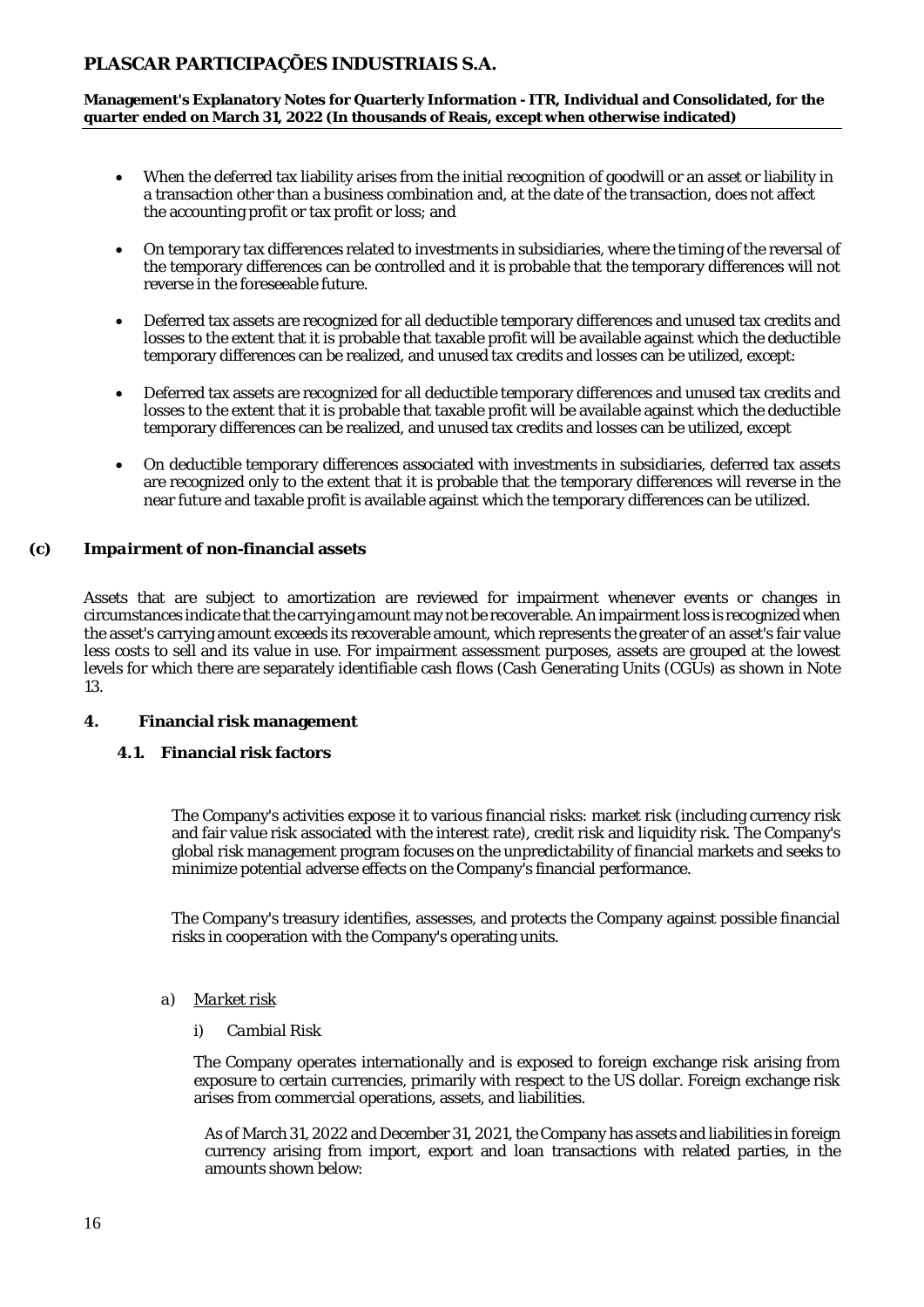- When the deferred tax liability arises from the initial recognition of goodwill or an asset or liability in a transaction other than a business combination and, at the date of the transaction, does not affect the accounting profit or tax profit or loss; and

- On temporary tax differences related to investments in subsidiaries, where the timing of the reversal of the temporary differences can be controlled and it is probable that the temporary differences will not reverse in the foreseeable future.

- Deferred tax assets are recognized for all deductible temporary differences and unused tax credits and losses to the extent that it is probable that taxable profit will be available against which the deductible temporary differences can be realized, and unused tax credits and losses can be utilized, except:

- Deferred tax assets are recognized for all deductible temporary differences and unused tax credits and losses to the extent that it is probable that taxable profit will be available against which the deductible temporary differences can be realized, and unused tax credits and losses can be utilized, except

- On deductible temporary differences associated with investments in subsidiaries, deferred tax assets are recognized only to the extent that it is probable that the temporary differences will reverse in the near future and taxable profit is available against which the temporary differences can be utilized.

### (c) *Impairment of non-financial assets*

Assets that are subject to amortization are reviewed for impairment whenever events or changes in circumstances indicate that the carrying amount may not be recoverable. An impairment loss is recognized when the asset's carrying amount exceeds its recoverable amount, which represents the greater of an asset's fair value less costs to sell and its value in use. For impairment assessment purposes, assets are grouped at the lowest levels for which there are separately identifiable cash flows (Cash Generating Units (CGUs) as shown in Note 13.

## 4. Financial risk management

### 4.1. Financial risk factors

The Company's activities expose it to various financial risks: market risk (including currency risk and fair value risk associated with the interest rate), credit risk and liquidity risk. The Company's global risk management program focuses on the unpredictability of financial markets and seeks to minimize potential adverse effects on the Company's financial performance.

The Company's treasury identifies, assesses, and protects the Company against possible financial risks in cooperation with the Company's operating units.

a) *Market risk*

i) *Cambial Risk*

The Company operates internationally and is exposed to foreign exchange risk arising from exposure to certain currencies, primarily with respect to the US dollar. Foreign exchange risk arises from commercial operations, assets, and liabilities.

As of March 31, 2022 and December 31, 2021, the Company has assets and liabilities in foreign currency arising from import, export and loan transactions with related parties, in the amounts shown below: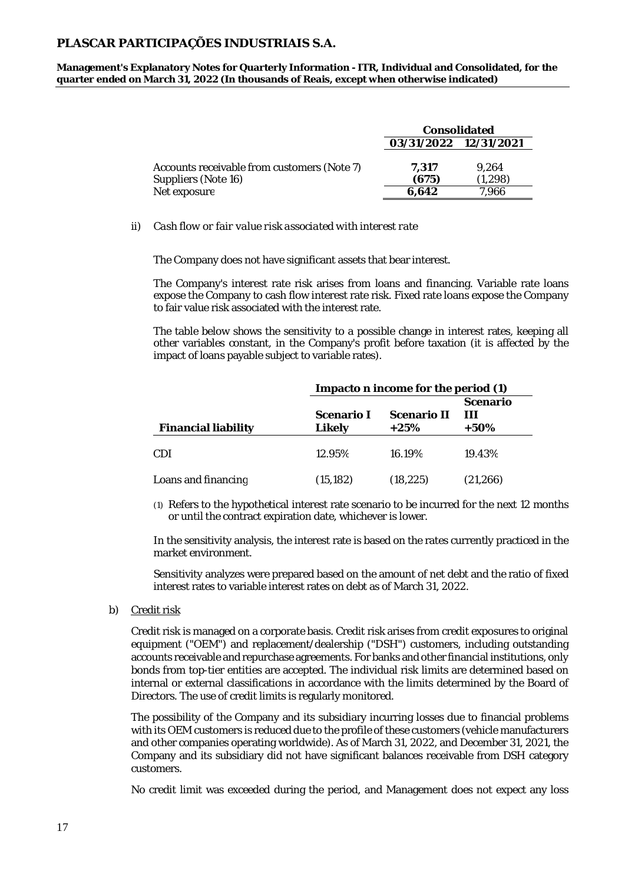|  | Consolidated |  |
|---|---|---|
|  | 03/31/2022 | 12/31/2021 |
| Accounts receivable from customers (Note 7) | **7,317** | 9,264 |
| Suppliers (Note 16) | **(675)** | (1,298) |
| Net exposure | **6,642** | 7,966 |

ii) *Cash flow or fair value risk associated with interest rate*

The Company does not have significant assets that bear interest.

The Company's interest rate risk arises from loans and financing. Variable rate loans expose the Company to cash flow interest rate risk. Fixed rate loans expose the Company to fair value risk associated with the interest rate.

The table below shows the sensitivity to a possible change in interest rates, keeping all other variables constant, in the Company's profit before taxation (it is affected by the impact of loans payable subject to variable rates).

|  | Impacto n income for the period (1) |  |  |
|---|---|---|---|
| **Financial liability** | **Scenario I Likely** | **Scenario II +25%** | **Scenario III +50%** |
| CDI | 12.95% | 16.19% | 19.43% |
| Loans and financing | (15,182) | (18,225) | (21,266) |

(1) Refers to the hypothetical interest rate scenario to be incurred for the next 12 months or until the contract expiration date, whichever is lower.

In the sensitivity analysis, the interest rate is based on the rates currently practiced in the market environment.

Sensitivity analyzes were prepared based on the amount of net debt and the ratio of fixed interest rates to variable interest rates on debt as of March 31, 2022.

b) Credit risk

Credit risk is managed on a corporate basis. Credit risk arises from credit exposures to original equipment ("OEM") and replacement/dealership ("DSH") customers, including outstanding accounts receivable and repurchase agreements. For banks and other financial institutions, only bonds from top-tier entities are accepted. The individual risk limits are determined based on internal or external classifications in accordance with the limits determined by the Board of Directors. The use of credit limits is regularly monitored.

The possibility of the Company and its subsidiary incurring losses due to financial problems with its OEM customers is reduced due to the profile of these customers (vehicle manufacturers and other companies operating worldwide). As of March 31, 2022, and December 31, 2021, the Company and its subsidiary did not have significant balances receivable from DSH category customers.

No credit limit was exceeded during the period, and Management does not expect any loss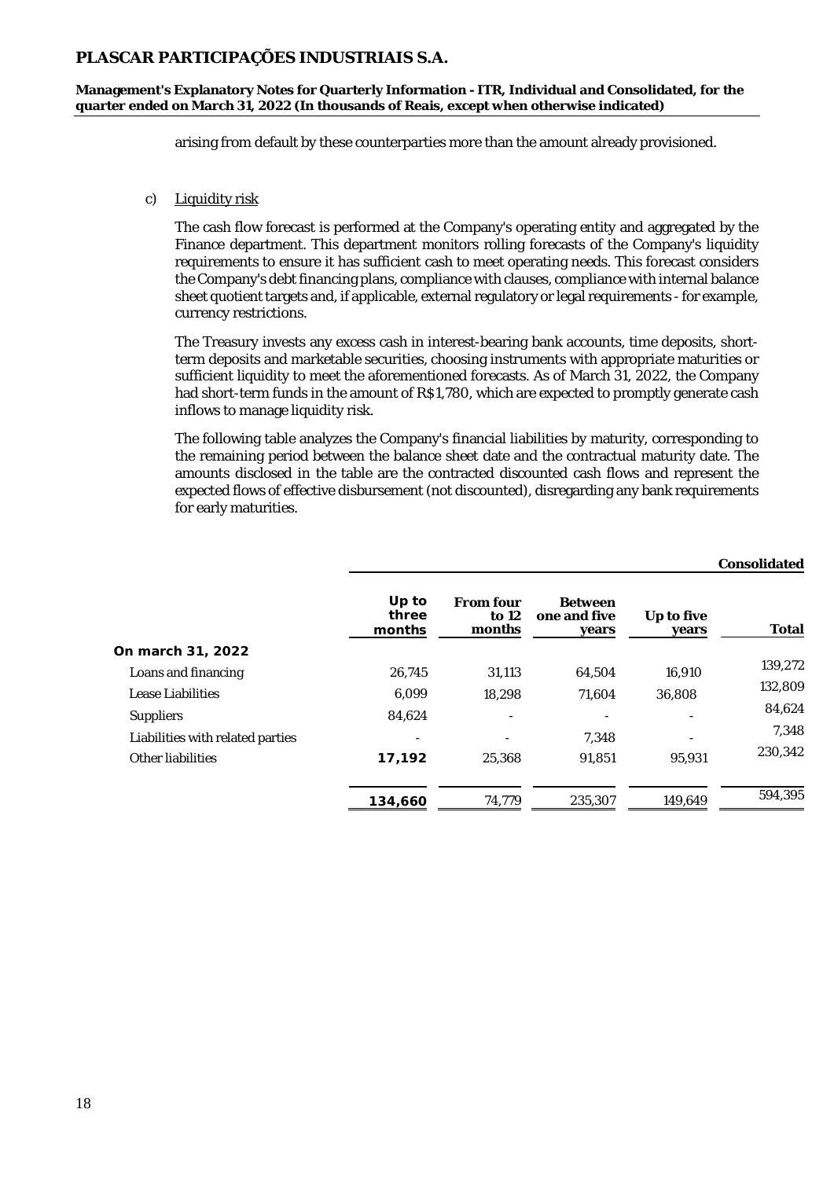arising from default by these counterparties more than the amount already provisioned.

c) Liquidity risk

The cash flow forecast is performed at the Company's operating entity and aggregated by the Finance department. This department monitors rolling forecasts of the Company's liquidity requirements to ensure it has sufficient cash to meet operating needs. This forecast considers the Company's debt financing plans, compliance with clauses, compliance with internal balance sheet quotient targets and, if applicable, external regulatory or legal requirements - for example, currency restrictions.

The Treasury invests any excess cash in interest-bearing bank accounts, time deposits, short-term deposits and marketable securities, choosing instruments with appropriate maturities or sufficient liquidity to meet the aforementioned forecasts. As of March 31, 2022, the Company had short-term funds in the amount of R$1,780, which are expected to promptly generate cash inflows to manage liquidity risk.

The following table analyzes the Company's financial liabilities by maturity, corresponding to the remaining period between the balance sheet date and the contractual maturity date. The amounts disclosed in the table are the contracted discounted cash flows and represent the expected flows of effective disbursement (not discounted), disregarding any bank requirements for early maturities.

| | | | | | **Consolidated** |
|---|---|---|---|---|---|
| | **Up to three months** | **From four to 12 months** | **Between one and five years** | **Up to five years** | **Total** |
| **On march 31, 2022** | | | | | |
| Loans and financing | 26,745 | 31,113 | 64,504 | 16,910 | 139,272 |
| Lease Liabilities | 6,099 | 18,298 | 71,604 | 36,808 | 132,809 |
| Suppliers | 84,624 | - | - | - | 84,624 |
| Liabilities with related parties | - | - | 7,348 | - | 7,348 |
| Other liabilities | **17,192** | 25,368 | 91,851 | 95,931 | 230,342 |
| | **134,660** | 74,779 | 235,307 | 149,649 | 594,395 |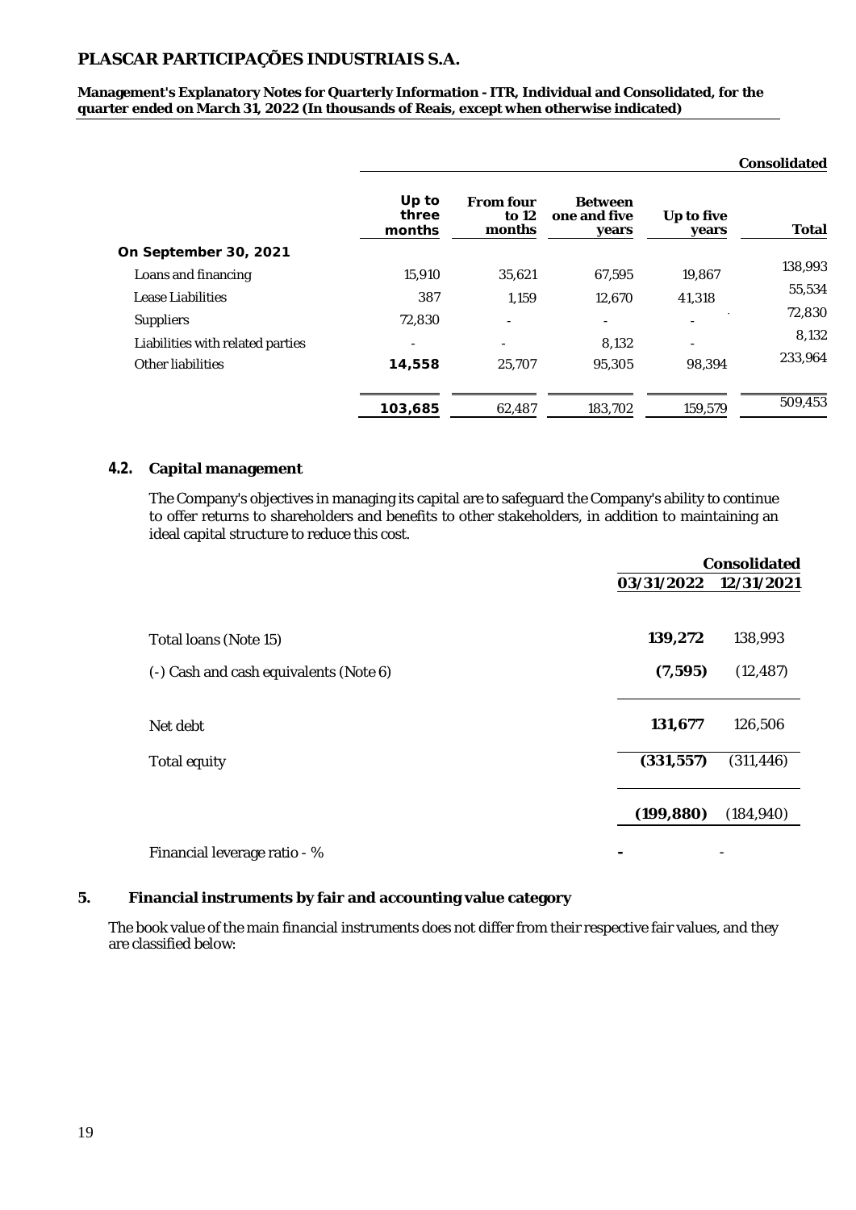# PLASCAR PARTICIPAÇÕES INDUSTRIAIS S.A.

**Management's Explanatory Notes for Quarterly Information - ITR, Individual and Consolidated, for the quarter ended on March 31, 2022 (In thousands of Reais, except when otherwise indicated)**

| | | | | | **Consolidated** |
|---|---|---|---|---|---|
| | **Up to three months** | **From four to 12 months** | **Between one and five years** | **Up to five years** | **Total** |
| **On September 30, 2021** | | | | | |
| Loans and financing | 15,910 | 35,621 | 67,595 | 19,867 | 138,993 |
| Lease Liabilities | 387 | 1,159 | 12,670 | 41,318 | 55,534 |
| Suppliers | 72,830 | - | - | - | 72,830 |
| Liabilities with related parties | - | - | 8,132 | - | 8,132 |
| Other liabilities | **14,558** | 25,707 | 95,305 | 98,394 | 233,964 |
| | **103,685** | 62,487 | 183,702 | 159,579 | 509,453 |

### 4.2. Capital management

The Company's objectives in managing its capital are to safeguard the Company's ability to continue to offer returns to shareholders and benefits to other stakeholders, in addition to maintaining an ideal capital structure to reduce this cost.

| | **Consolidated** | |
|---|---|---|
| | **03/31/2022** | **12/31/2021** |
| Total loans (Note 15) | **139,272** | 138,993 |
| (-) Cash and cash equivalents (Note 6) | **(7,595)** | (12,487) |
| Net debt | **131,677** | 126,506 |
| Total equity | **(331,557)** | (311,446) |
| | **(199,880)** | (184,940) |
| Financial leverage ratio - % | **-** | - |

## 5. Financial instruments by fair and accounting value category

The book value of the main financial instruments does not differ from their respective fair values, and they are classified below: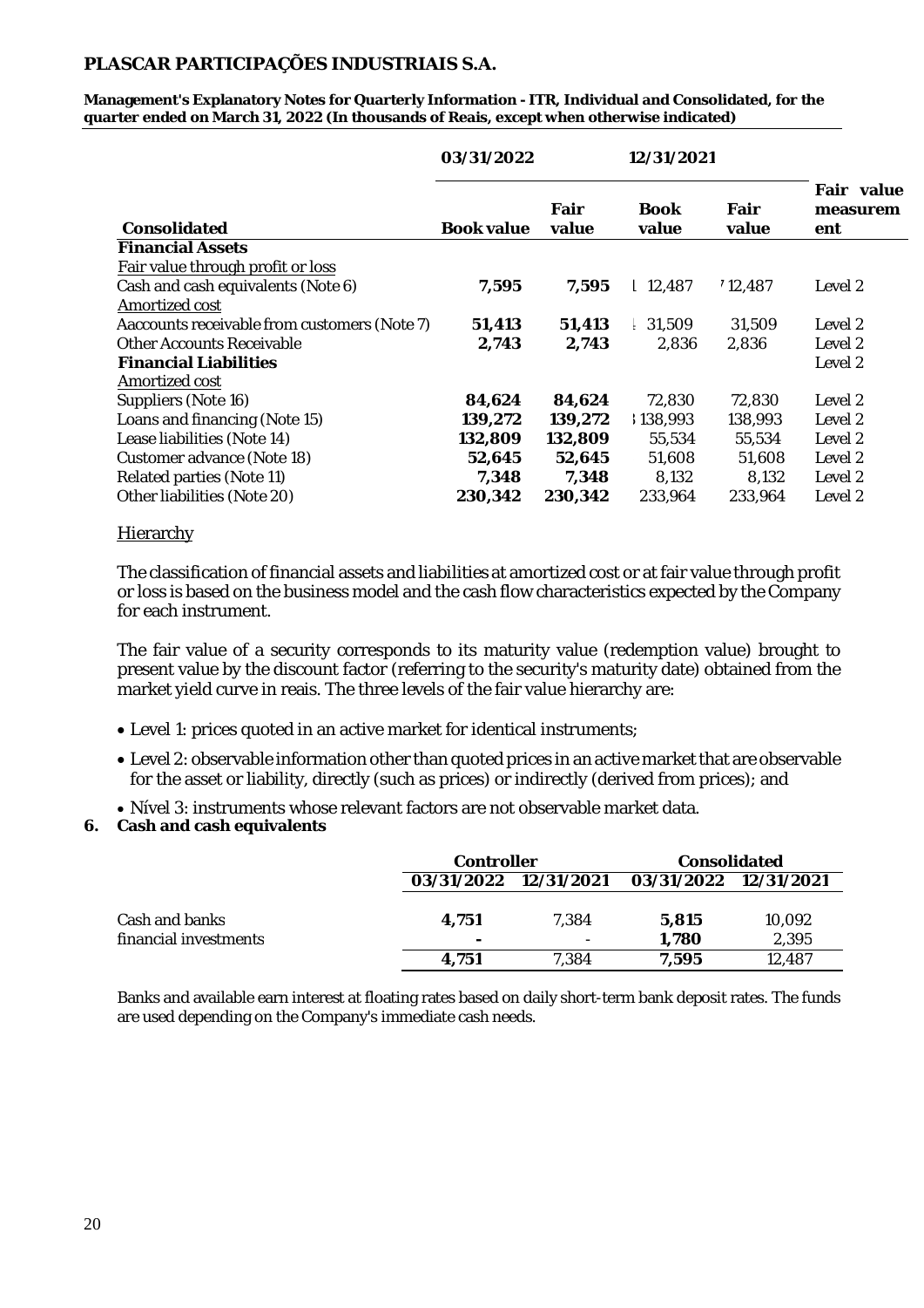| Consolidated | 03/31/2022 Book value | 03/31/2022 Fair value | 12/31/2021 Book value | 12/31/2021 Fair value | Fair value measurement |
|---|---|---|---|---|---|
| **Financial Assets** | | | | | |
| Fair value through profit or loss | | | | | |
| Cash and cash equivalents (Note 6) | **7,595** | **7,595** | 12,487 | 12,487 | Level 2 |
| Amortized cost | | | | | |
| Aaccounts receivable from customers (Note 7) | **51,413** | **51,413** | 31,509 | 31,509 | Level 2 |
| Other Accounts Receivable | **2,743** | **2,743** | 2,836 | 2,836 | Level 2 |
| **Financial Liabilities** | | | | | Level 2 |
| Amortized cost | | | | | |
| Suppliers (Note 16) | **84,624** | **84,624** | 72,830 | 72,830 | Level 2 |
| Loans and financing (Note 15) | **139,272** | **139,272** | 138,993 | 138,993 | Level 2 |
| Lease liabilities (Note 14) | **132,809** | **132,809** | 55,534 | 55,534 | Level 2 |
| Customer advance (Note 18) | **52,645** | **52,645** | 51,608 | 51,608 | Level 2 |
| Related parties (Note 11) | **7,348** | **7,348** | 8,132 | 8,132 | Level 2 |
| Other liabilities (Note 20) | **230,342** | **230,342** | 233,964 | 233,964 | Level 2 |

Hierarchy

The classification of financial assets and liabilities at amortized cost or at fair value through profit or loss is based on the business model and the cash flow characteristics expected by the Company for each instrument.

The fair value of a security corresponds to its maturity value (redemption value) brought to present value by the discount factor (referring to the security's maturity date) obtained from the market yield curve in reais. The three levels of the fair value hierarchy are:

- Level 1: prices quoted in an active market for identical instruments;
- Level 2: observable information other than quoted prices in an active market that are observable for the asset or liability, directly (such as prices) or indirectly (derived from prices); and
- Nível 3: instruments whose relevant factors are not observable market data.

## 6. Cash and cash equivalents

| | Controller | | Consolidated | |
|---|---|---|---|---|
| | 03/31/2022 | 12/31/2021 | 03/31/2022 | 12/31/2021 |
| Cash and banks | **4,751** | 7,384 | **5,815** | 10,092 |
| financial investments | **-** | - | **1,780** | 2,395 |
| | **4,751** | 7,384 | **7,595** | 12,487 |

Banks and available earn interest at floating rates based on daily short-term bank deposit rates. The funds are used depending on the Company's immediate cash needs.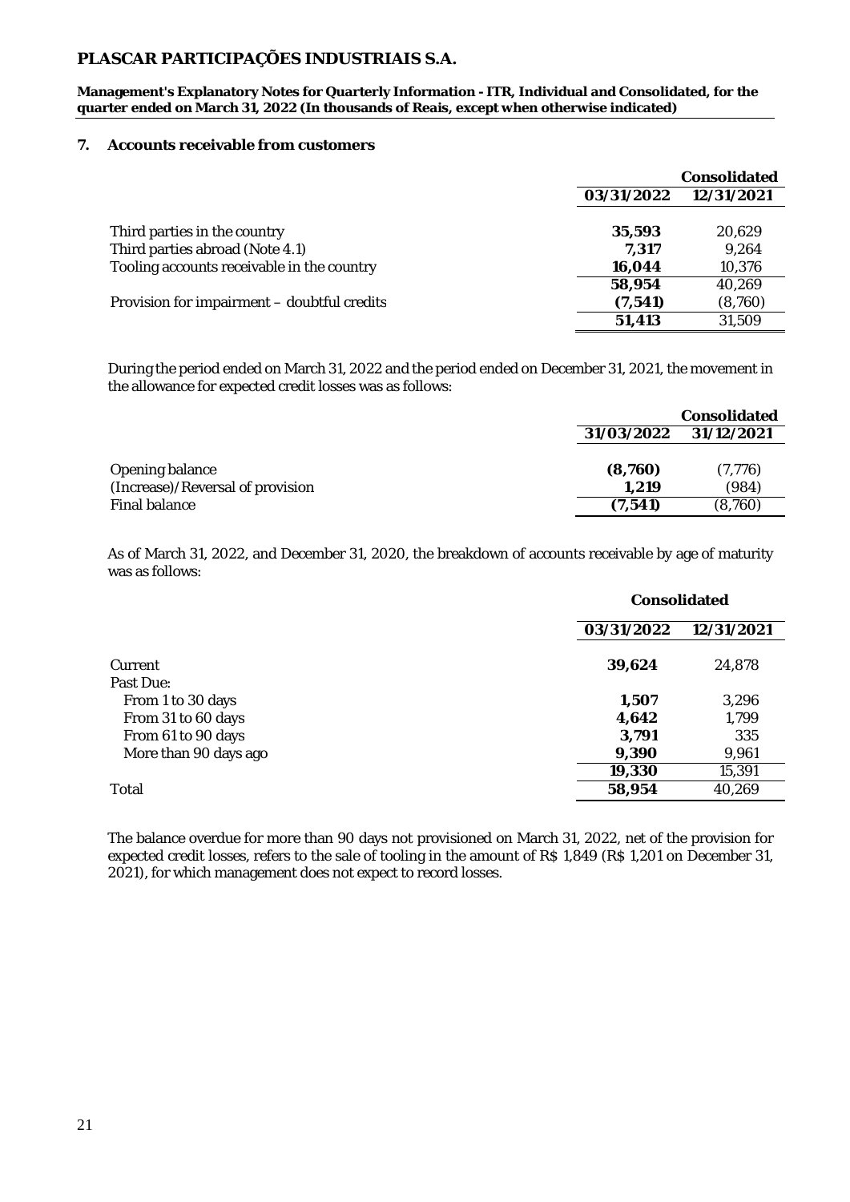## 7. Accounts receivable from customers

| | Consolidated | |
|---|---|---|
| | **03/31/2022** | **12/31/2021** |
| Third parties in the country | **35,593** | 20,629 |
| Third parties abroad (Note 4.1) | **7,317** | 9,264 |
| Tooling accounts receivable in the country | **16,044** | 10,376 |
| | **58,954** | 40,269 |
| Provision for impairment – doubtful credits | **(7,541)** | (8,760) |
| | **51,413** | 31,509 |

During the period ended on March 31, 2022 and the period ended on December 31, 2021, the movement in the allowance for expected credit losses was as follows:

| | Consolidated | |
|---|---|---|
| | **31/03/2022** | **31/12/2021** |
| Opening balance | **(8,760)** | (7,776) |
| (Increase)/Reversal of provision | **1,219** | (984) |
| Final balance | **(7,541)** | (8,760) |

As of March 31, 2022, and December 31, 2020, the breakdown of accounts receivable by age of maturity was as follows:

| | Consolidated | |
|---|---|---|
| | **03/31/2022** | **12/31/2021** |
| Current | **39,624** | 24,878 |
| Past Due: | | |
| From 1 to 30 days | **1,507** | 3,296 |
| From 31 to 60 days | **4,642** | 1,799 |
| From 61 to 90 days | **3,791** | 335 |
| More than 90 days ago | **9,390** | 9,961 |
| | **19,330** | 15,391 |
| Total | **58,954** | 40,269 |

The balance overdue for more than 90 days not provisioned on March 31, 2022, net of the provision for expected credit losses, refers to the sale of tooling in the amount of R$ 1,849 (R$ 1,201 on December 31, 2021), for which management does not expect to record losses.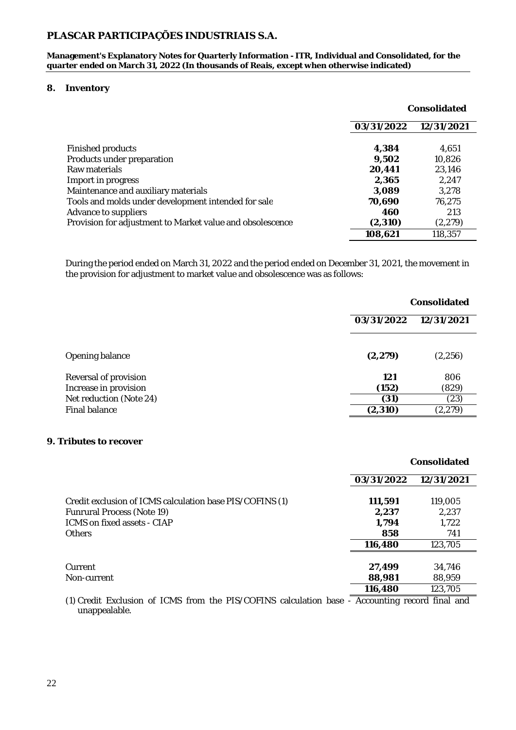## 8. Inventory

| | Consolidated | |
|---|---|---|
| | **03/31/2022** | **12/31/2021** |
| Finished products | **4,384** | 4,651 |
| Products under preparation | **9,502** | 10,826 |
| Raw materials | **20,441** | 23,146 |
| Import in progress | **2,365** | 2,247 |
| Maintenance and auxiliary materials | **3,089** | 3,278 |
| Tools and molds under development intended for sale | **70,690** | 76,275 |
| Advance to suppliers | **460** | 213 |
| Provision for adjustment to Market value and obsolescence | **(2,310)** | (2,279) |
| | **108,621** | 118,357 |

During the period ended on March 31, 2022 and the period ended on December 31, 2021, the movement in the provision for adjustment to market value and obsolescence was as follows:

| | Consolidated | |
|---|---|---|
| | **03/31/2022** | **12/31/2021** |
| Opening balance | **(2,279)** | (2,256) |
| Reversal of provision | **121** | 806 |
| Increase in provision | **(152)** | (829) |
| Net reduction (Note 24) | **(31)** | (23) |
| Final balance | **(2,310)** | (2,279) |

## 9. Tributes to recover

| | Consolidated | |
|---|---|---|
| | **03/31/2022** | **12/31/2021** |
| Credit exclusion of ICMS calculation base PIS/COFINS (1) | **111,591** | 119,005 |
| Funrural Process (Note 19) | **2,237** | 2,237 |
| ICMS on fixed assets - CIAP | **1,794** | 1,722 |
| Others | **858** | 741 |
| | **116,480** | 123,705 |
| Current | **27,499** | 34,746 |
| Non-current | **88,981** | 88,959 |
| | **116,480** | 123,705 |

(1) Credit Exclusion of ICMS from the PIS/COFINS calculation base - Accounting record final and unappealable.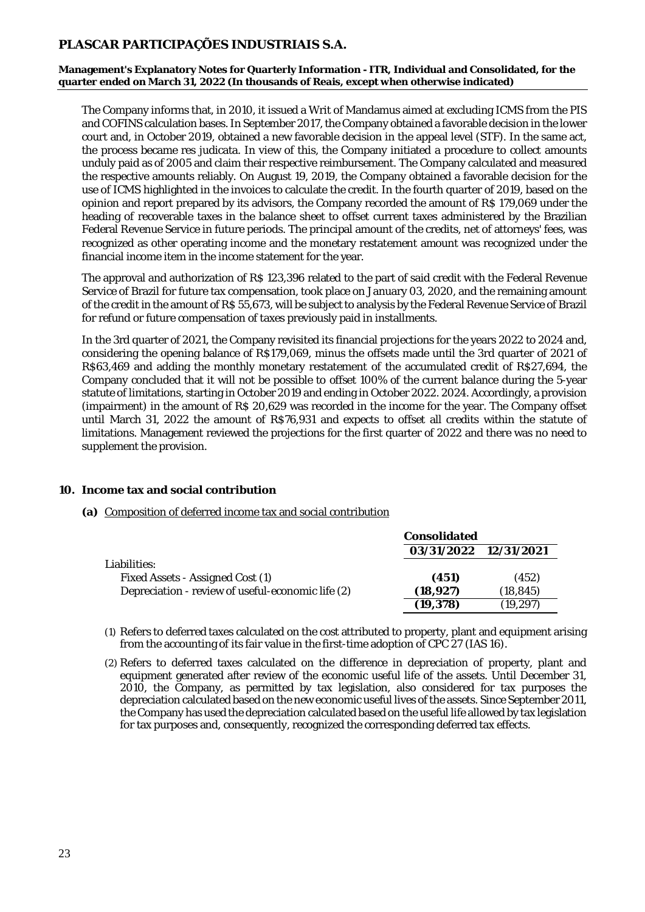The Company informs that, in 2010, it issued a Writ of Mandamus aimed at excluding ICMS from the PIS and COFINS calculation bases. In September 2017, the Company obtained a favorable decision in the lower court and, in October 2019, obtained a new favorable decision in the appeal level (STF). In the same act, the process became res judicata. In view of this, the Company initiated a procedure to collect amounts unduly paid as of 2005 and claim their respective reimbursement. The Company calculated and measured the respective amounts reliably. On August 19, 2019, the Company obtained a favorable decision for the use of ICMS highlighted in the invoices to calculate the credit. In the fourth quarter of 2019, based on the opinion and report prepared by its advisors, the Company recorded the amount of R$ 179,069 under the heading of recoverable taxes in the balance sheet to offset current taxes administered by the Brazilian Federal Revenue Service in future periods. The principal amount of the credits, net of attorneys' fees, was recognized as other operating income and the monetary restatement amount was recognized under the financial income item in the income statement for the year.

The approval and authorization of R$ 123,396 related to the part of said credit with the Federal Revenue Service of Brazil for future tax compensation, took place on January 03, 2020, and the remaining amount of the credit in the amount of R$ 55,673, will be subject to analysis by the Federal Revenue Service of Brazil for refund or future compensation of taxes previously paid in installments.

In the 3rd quarter of 2021, the Company revisited its financial projections for the years 2022 to 2024 and, considering the opening balance of R$179,069, minus the offsets made until the 3rd quarter of 2021 of R$63,469 and adding the monthly monetary restatement of the accumulated credit of R$27,694, the Company concluded that it will not be possible to offset 100% of the current balance during the 5-year statute of limitations, starting in October 2019 and ending in October 2022. 2024. Accordingly, a provision (impairment) in the amount of R$ 20,629 was recorded in the income for the year. The Company offset until March 31, 2022 the amount of R$76,931 and expects to offset all credits within the statute of limitations. Management reviewed the projections for the first quarter of 2022 and there was no need to supplement the provision.

## 10. Income tax and social contribution

**(a)** Composition of deferred income tax and social contribution

| | Consolidated | |
|---|---|---|
| | **03/31/2022** | **12/31/2021** |
| Liabilities: | | |
| Fixed Assets - Assigned Cost (1) | **(451)** | (452) |
| Depreciation - review of useful-economic life (2) | **(18,927)** | (18,845) |
| | **(19,378)** | (19,297) |

(1) Refers to deferred taxes calculated on the cost attributed to property, plant and equipment arising from the accounting of its fair value in the first-time adoption of CPC 27 (IAS 16).

(2) Refers to deferred taxes calculated on the difference in depreciation of property, plant and equipment generated after review of the economic useful life of the assets. Until December 31, 2010, the Company, as permitted by tax legislation, also considered for tax purposes the depreciation calculated based on the new economic useful lives of the assets. Since September 2011, the Company has used the depreciation calculated based on the useful life allowed by tax legislation for tax purposes and, consequently, recognized the corresponding deferred tax effects.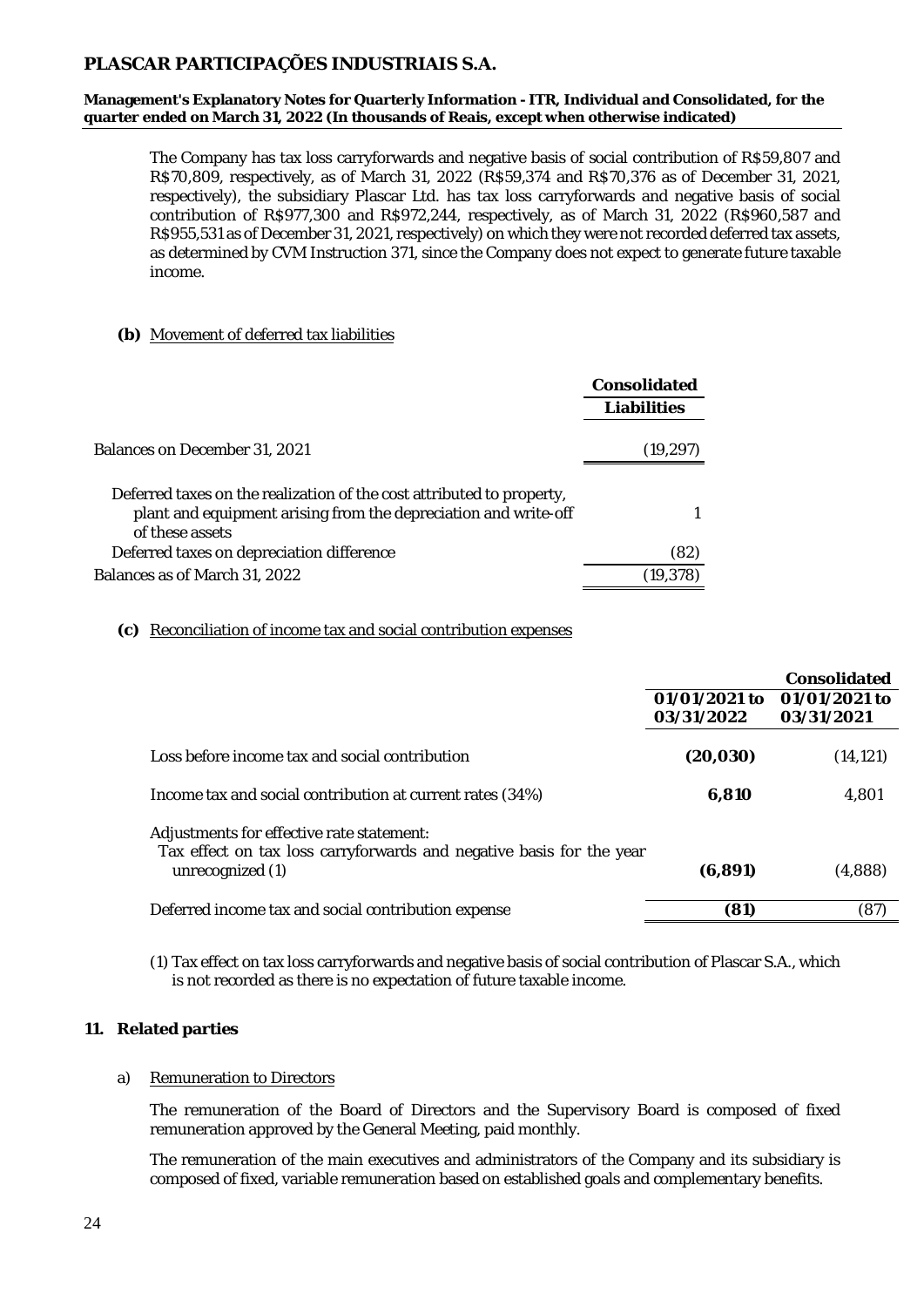The Company has tax loss carryforwards and negative basis of social contribution of R$59,807 and R$70,809, respectively, as of March 31, 2022 (R$59,374 and R$70,376 as of December 31, 2021, respectively), the subsidiary Plascar Ltd. has tax loss carryforwards and negative basis of social contribution of R$977,300 and R$972,244, respectively, as of March 31, 2022 (R$960,587 and R$955,531 as of December 31, 2021, respectively) on which they were not recorded deferred tax assets, as determined by CVM Instruction 371, since the Company does not expect to generate future taxable income.

**(b)** Movement of deferred tax liabilities

| | Consolidated |
|---|---|
| | Liabilities |
| Balances on December 31, 2021 | (19,297) |
| Deferred taxes on the realization of the cost attributed to property, plant and equipment arising from the depreciation and write-off of these assets | 1 |
| Deferred taxes on depreciation difference | (82) |
| Balances as of March 31, 2022 | (19,378) |

**(c)** Reconciliation of income tax and social contribution expenses

| | Consolidated | |
|---|---|---|
| | 01/01/2021 to 03/31/2022 | 01/01/2021 to 03/31/2021 |
| Loss before income tax and social contribution | **(20,030)** | (14,121) |
| Income tax and social contribution at current rates (34%) | **6,810** | 4,801 |
| Adjustments for effective rate statement: | | |
| Tax effect on tax loss carryforwards and negative basis for the year unrecognized (1) | **(6,891)** | (4,888) |
| Deferred income tax and social contribution expense | **(81)** | (87) |

(1) Tax effect on tax loss carryforwards and negative basis of social contribution of Plascar S.A., which is not recorded as there is no expectation of future taxable income.

## 11. Related parties

a) Remuneration to Directors

The remuneration of the Board of Directors and the Supervisory Board is composed of fixed remuneration approved by the General Meeting, paid monthly.

The remuneration of the main executives and administrators of the Company and its subsidiary is composed of fixed, variable remuneration based on established goals and complementary benefits.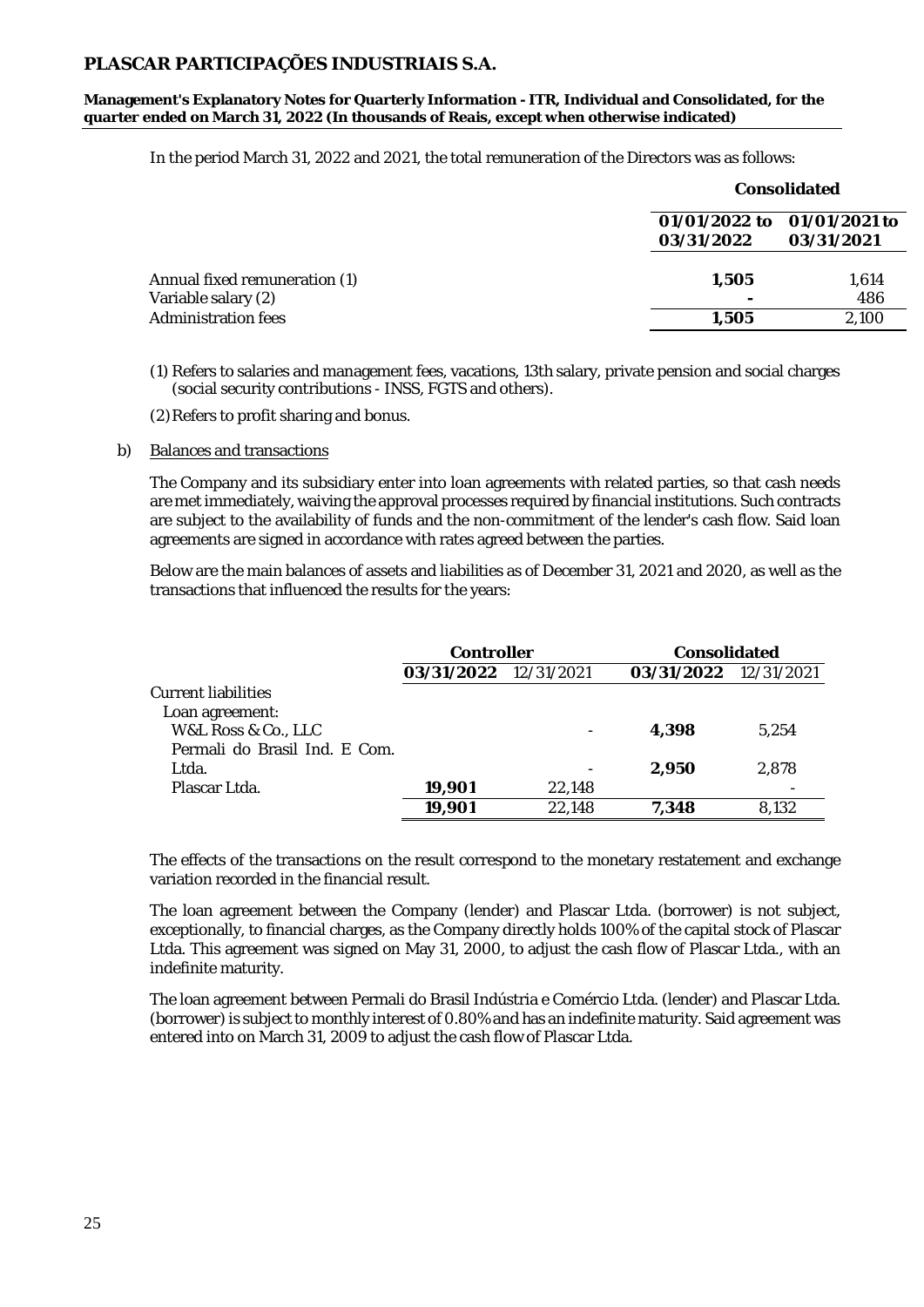In the period March 31, 2022 and 2021, the total remuneration of the Directors was as follows:

| | Consolidated | |
|---|---|---|
| | **01/01/2022 to 03/31/2022** | **01/01/2021 to 03/31/2021** |
| Annual fixed remuneration (1) | **1,505** | 1,614 |
| Variable salary (2) | **-** | 486 |
| Administration fees | **1,505** | 2,100 |

(1) Refers to salaries and management fees, vacations, 13th salary, private pension and social charges (social security contributions - INSS, FGTS and others).

(2) Refers to profit sharing and bonus.

b) Balances and transactions

The Company and its subsidiary enter into loan agreements with related parties, so that cash needs are met immediately, waiving the approval processes required by financial institutions. Such contracts are subject to the availability of funds and the non-commitment of the lender's cash flow. Said loan agreements are signed in accordance with rates agreed between the parties.

Below are the main balances of assets and liabilities as of December 31, 2021 and 2020, as well as the transactions that influenced the results for the years:

| | Controller | | Consolidated | |
|---|---|---|---|---|
| | **03/31/2022** | 12/31/2021 | **03/31/2022** | 12/31/2021 |
| Current liabilities | | | | |
| Loan agreement: | | | | |
| W&L Ross & Co., LLC | | - | **4,398** | 5,254 |
| Permali do Brasil Ind. E Com. Ltda. | | - | **2,950** | 2,878 |
| Plascar Ltda. | **19,901** | 22,148 | | - |
| | **19,901** | 22,148 | **7,348** | 8,132 |

The effects of the transactions on the result correspond to the monetary restatement and exchange variation recorded in the financial result.

The loan agreement between the Company (lender) and Plascar Ltda. (borrower) is not subject, exceptionally, to financial charges, as the Company directly holds 100% of the capital stock of Plascar Ltda. This agreement was signed on May 31, 2000, to adjust the cash flow of Plascar Ltda., with an indefinite maturity.

The loan agreement between Permali do Brasil Indústria e Comércio Ltda. (lender) and Plascar Ltda. (borrower) is subject to monthly interest of 0.80% and has an indefinite maturity. Said agreement was entered into on March 31, 2009 to adjust the cash flow of Plascar Ltda.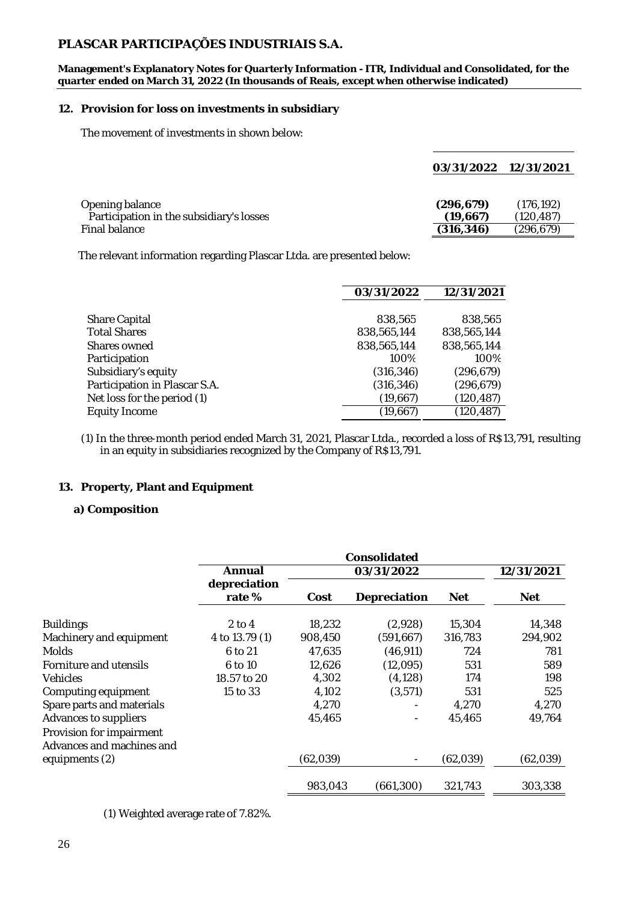## 12. Provision for loss on investments in subsidiary

The movement of investments in shown below:

| | 03/31/2022 | 12/31/2021 |
|---|---|---|
| Opening balance | **(296,679)** | (176,192) |
| Participation in the subsidiary's losses | **(19,667)** | (120,487) |
| Final balance | **(316,346)** | (296,679) |

The relevant information regarding Plascar Ltda. are presented below:

| | 03/31/2022 | 12/31/2021 |
|---|---|---|
| Share Capital | 838,565 | 838,565 |
| Total Shares | 838,565,144 | 838,565,144 |
| Shares owned | 838,565,144 | 838,565,144 |
| Participation | 100% | 100% |
| Subsidiary's equity | (316,346) | (296,679) |
| Participation in Plascar S.A. | (316,346) | (296,679) |
| Net loss for the period (1) | (19,667) | (120,487) |
| Equity Income | (19,667) | (120,487) |

(1) In the three-month period ended March 31, 2021, Plascar Ltda., recorded a loss of R$13,791, resulting in an equity in subsidiaries recognized by the Company of R$13,791.

## 13. Property, Plant and Equipment

### a) Composition

| | Consolidated | | | | |
|---|---|---|---|---|---|
| | Annual depreciation rate % | 03/31/2022 | | | 12/31/2021 |
| | | Cost | Depreciation | Net | Net |
| Buildings | 2 to 4 | 18,232 | (2,928) | 15,304 | 14,348 |
| Machinery and equipment | 4 to 13.79 (1) | 908,450 | (591,667) | 316,783 | 294,902 |
| Molds | 6 to 21 | 47,635 | (46,911) | 724 | 781 |
| Forniture and utensils | 6 to 10 | 12,626 | (12,095) | 531 | 589 |
| Vehicles | 18.57 to 20 | 4,302 | (4,128) | 174 | 198 |
| Computing equipment | 15 to 33 | 4,102 | (3,571) | 531 | 525 |
| Spare parts and materials | | 4,270 | - | 4,270 | 4,270 |
| Advances to suppliers | | 45,465 | - | 45,465 | 49,764 |
| Provision for impairment Advances and machines and equipments (2) | | (62,039) | - | (62,039) | (62,039) |
| | | 983,043 | (661,300) | 321,743 | 303,338 |

(1) Weighted average rate of 7.82%.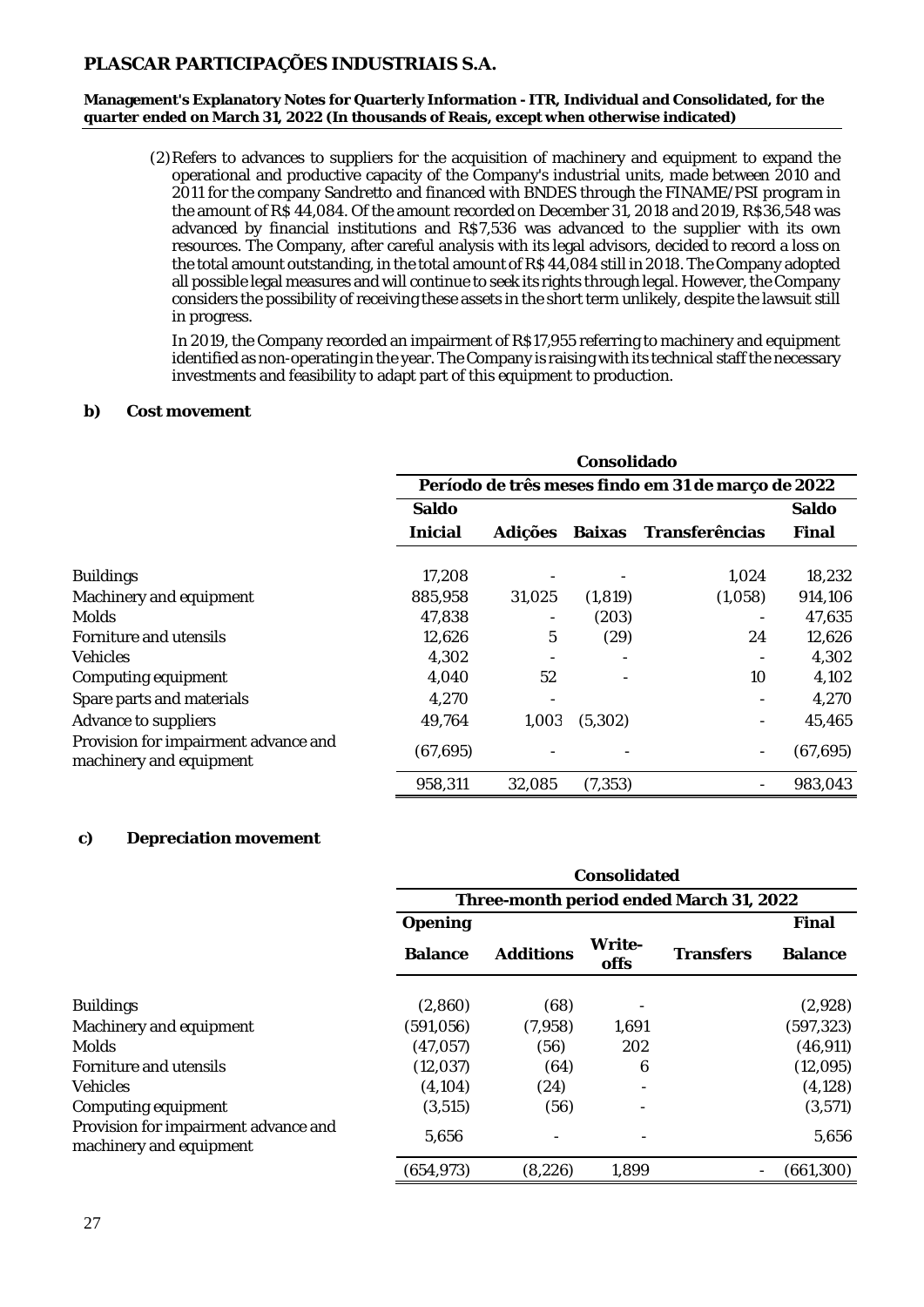(2) Refers to advances to suppliers for the acquisition of machinery and equipment to expand the operational and productive capacity of the Company's industrial units, made between 2010 and 2011 for the company Sandretto and financed with BNDES through the FINAME/PSI program in the amount of R$ 44,084. Of the amount recorded on December 31, 2018 and 2019, R$36,548 was advanced by financial institutions and R$7,536 was advanced to the supplier with its own resources. The Company, after careful analysis with its legal advisors, decided to record a loss on the total amount outstanding, in the total amount of R$ 44,084 still in 2018. The Company adopted all possible legal measures and will continue to seek its rights through legal. However, the Company considers the possibility of receiving these assets in the short term unlikely, despite the lawsuit still in progress.

In 2019, the Company recorded an impairment of R$17,955 referring to machinery and equipment identified as non-operating in the year. The Company is raising with its technical staff the necessary investments and feasibility to adapt part of this equipment to production.

**b) Cost movement**

| | Consolidado | | | | |
|---|---|---|---|---|---|
| | Período de três meses findo em 31 de março de 2022 | | | | |
| | Saldo Inicial | Adições | Baixas | Transferências | Saldo Final |
| Buildings | 17,208 | - | - | 1,024 | 18,232 |
| Machinery and equipment | 885,958 | 31,025 | (1,819) | (1,058) | 914,106 |
| Molds | 47,838 | - | (203) | - | 47,635 |
| Forniture and utensils | 12,626 | 5 | (29) | 24 | 12,626 |
| Vehicles | 4,302 | - | - | - | 4,302 |
| Computing equipment | 4,040 | 52 | - | 10 | 4,102 |
| Spare parts and materials | 4,270 | - | | - | 4,270 |
| Advance to suppliers | 49,764 | 1,003 | (5,302) | - | 45,465 |
| Provision for impairment advance and machinery and equipment | (67,695) | - | - | - | (67,695) |
| | 958,311 | 32,085 | (7,353) | - | 983,043 |

**c) Depreciation movement**

| | Consolidated | | | | |
|---|---|---|---|---|---|
| | Three-month period ended March 31, 2022 | | | | |
| | Opening Balance | Additions | Write-offs | Transfers | Final Balance |
| Buildings | (2,860) | (68) | - | | (2,928) |
| Machinery and equipment | (591,056) | (7,958) | 1,691 | | (597,323) |
| Molds | (47,057) | (56) | 202 | | (46,911) |
| Forniture and utensils | (12,037) | (64) | 6 | | (12,095) |
| Vehicles | (4,104) | (24) | - | | (4,128) |
| Computing equipment | (3,515) | (56) | - | | (3,571) |
| Provision for impairment advance and machinery and equipment | 5,656 | - | - | | 5,656 |
| | (654,973) | (8,226) | 1,899 | - | (661,300) |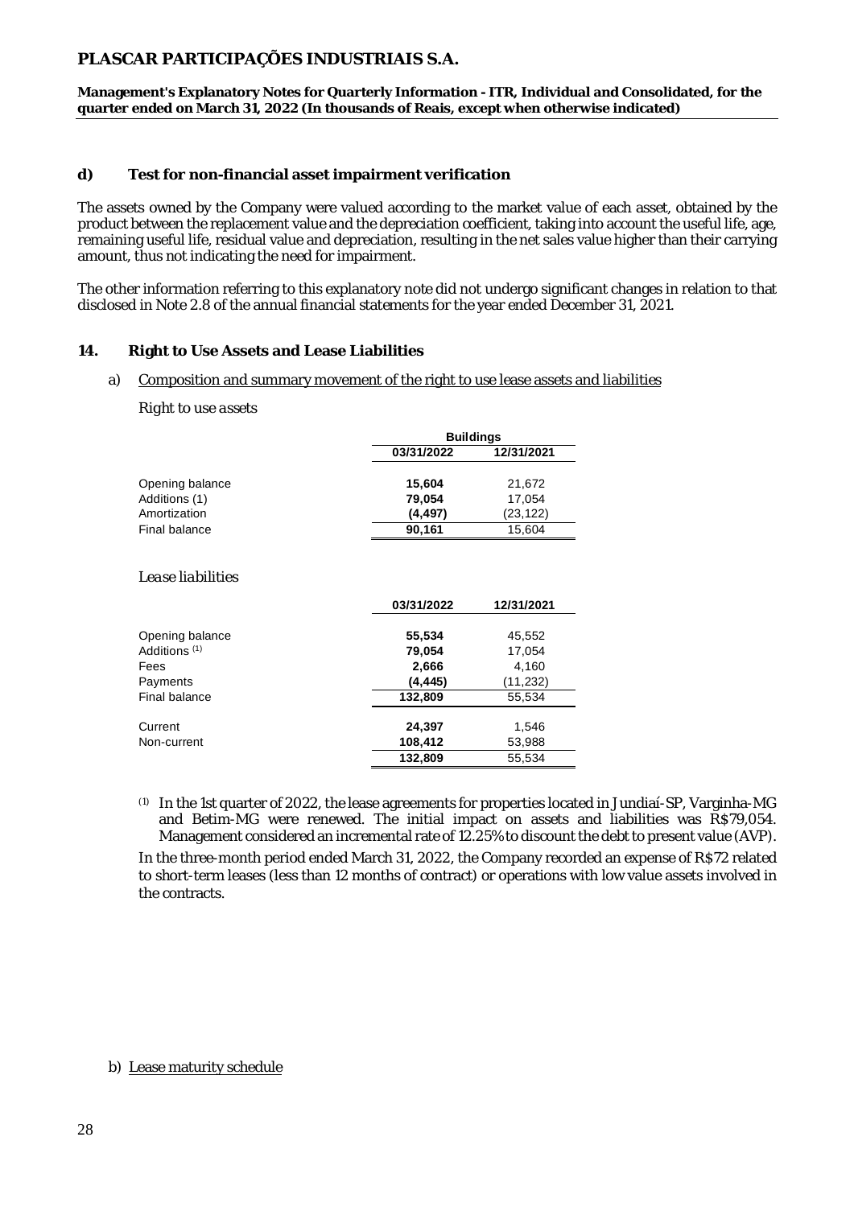**d) Test for non-financial asset impairment verification**

The assets owned by the Company were valued according to the market value of each asset, obtained by the product between the replacement value and the depreciation coefficient, taking into account the useful life, age, remaining useful life, residual value and depreciation, resulting in the net sales value higher than their carrying amount, thus not indicating the need for impairment.

The other information referring to this explanatory note did not undergo significant changes in relation to that disclosed in Note 2.8 of the annual financial statements for the year ended December 31, 2021.

## 14. Right to Use Assets and Lease Liabilities

a) Composition and summary movement of the right to use lease assets and liabilities

*Right to use assets*

| | Buildings | |
|---|---|---|
| | **03/31/2022** | **12/31/2021** |
| Opening balance | **15,604** | 21,672 |
| Additions (1) | **79,054** | 17,054 |
| Amortization | **(4,497)** | (23,122) |
| Final balance | **90,161** | 15,604 |

*Lease liabilities*

| | **03/31/2022** | **12/31/2021** |
|---|---|---|
| Opening balance | **55,534** | 45,552 |
| Additions (1) | **79,054** | 17,054 |
| Fees | **2,666** | 4,160 |
| Payments | **(4,445)** | (11,232) |
| Final balance | **132,809** | 55,534 |
| Current | **24,397** | 1,546 |
| Non-current | **108,412** | 53,988 |
| | **132,809** | 55,534 |

(1) In the 1st quarter of 2022, the lease agreements for properties located in Jundiaí-SP, Varginha-MG and Betim-MG were renewed. The initial impact on assets and liabilities was R$79,054. Management considered an incremental rate of 12.25% to discount the debt to present value (AVP).

In the three-month period ended March 31, 2022, the Company recorded an expense of R$72 related to short-term leases (less than 12 months of contract) or operations with low value assets involved in the contracts.

b) Lease maturity schedule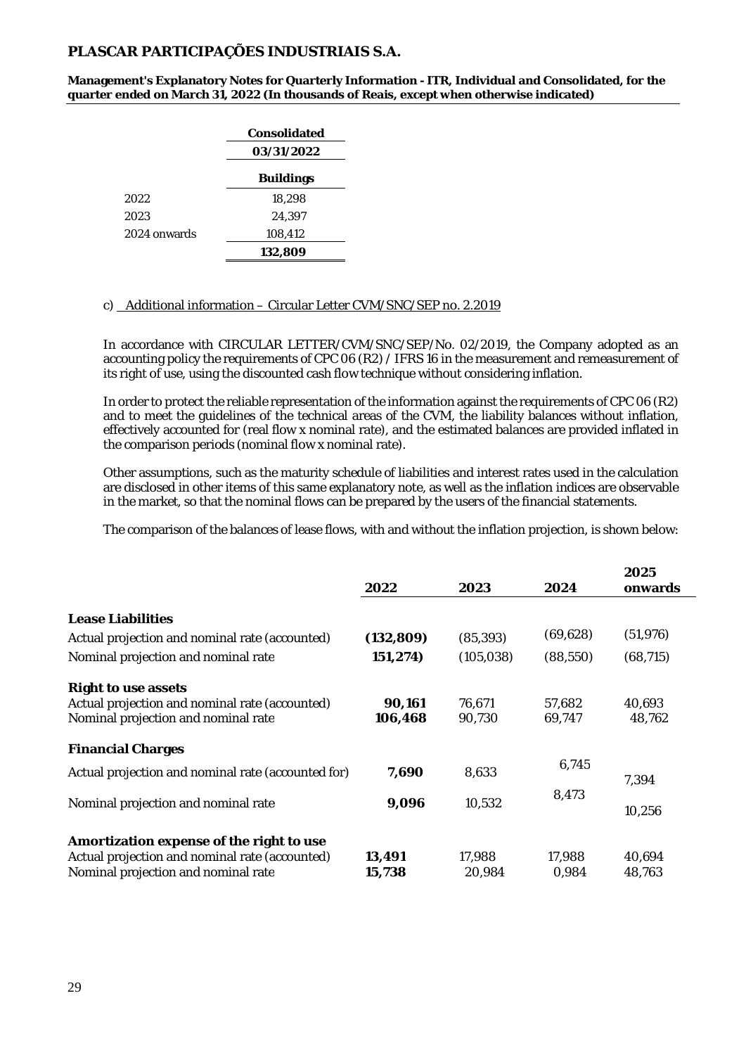| | Consolidated |
|---|---|
| | 03/31/2022 |
| | Buildings |
| 2022 | 18,298 |
| 2023 | 24,397 |
| 2024 onwards | 108,412 |
| | **132,809** |

c) Additional information – Circular Letter CVM/SNC/SEP no. 2.2019

In accordance with CIRCULAR LETTER/CVM/SNC/SEP/No. 02/2019, the Company adopted as an accounting policy the requirements of CPC 06 (R2) / IFRS 16 in the measurement and remeasurement of its right of use, using the discounted cash flow technique without considering inflation.

In order to protect the reliable representation of the information against the requirements of CPC 06 (R2) and to meet the guidelines of the technical areas of the CVM, the liability balances without inflation, effectively accounted for (real flow x nominal rate), and the estimated balances are provided inflated in the comparison periods (nominal flow x nominal rate).

Other assumptions, such as the maturity schedule of liabilities and interest rates used in the calculation are disclosed in other items of this same explanatory note, as well as the inflation indices are observable in the market, so that the nominal flows can be prepared by the users of the financial statements.

The comparison of the balances of lease flows, with and without the inflation projection, is shown below:

| | 2022 | 2023 | 2024 | 2025 onwards |
|---|---|---|---|---|
| **Lease Liabilities** | | | | |
| Actual projection and nominal rate (accounted) | **(132,809)** | (85,393) | (69,628) | (51,976) |
| Nominal projection and nominal rate | **151,274)** | (105,038) | (88,550) | (68,715) |
| **Right to use assets** | | | | |
| Actual projection and nominal rate (accounted) | **90,161** | 76,671 | 57,682 | 40,693 |
| Nominal projection and nominal rate | **106,468** | 90,730 | 69,747 | 48,762 |
| **Financial Charges** | | | | |
| Actual projection and nominal rate (accounted for) | **7,690** | 8,633 | 6,745 | 7,394 |
| Nominal projection and nominal rate | **9,096** | 10,532 | 8,473 | 10,256 |
| **Amortization expense of the right to use** | | | | |
| Actual projection and nominal rate (accounted) | **13,491** | 17,988 | 17,988 | 40,694 |
| Nominal projection and nominal rate | **15,738** | 20,984 | 0,984 | 48,763 |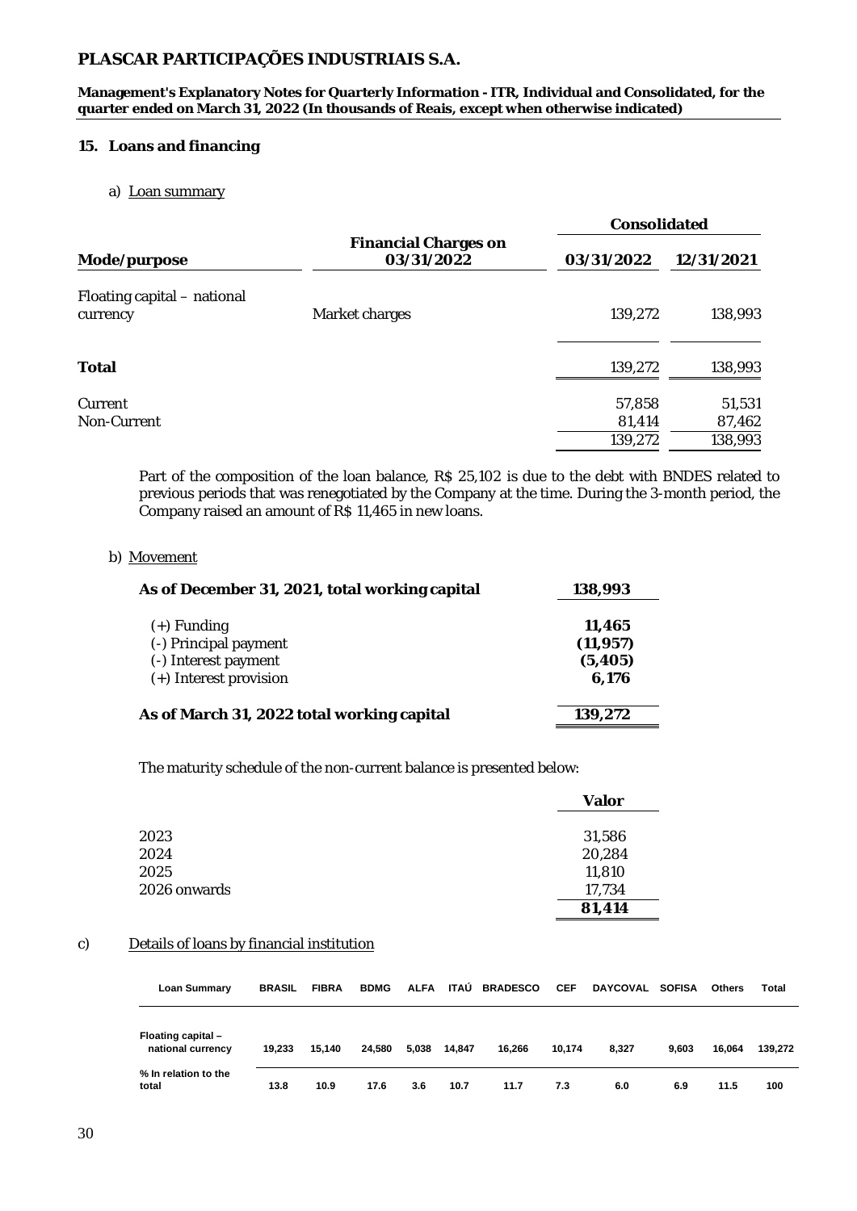## 15. Loans and financing

a) Loan summary

| Mode/purpose | Financial Charges on 03/31/2022 | Consolidated | |
|---|---|---|---|
| | | 03/31/2022 | 12/31/2021 |
| Floating capital – national currency | Market charges | 139,272 | 138,993 |
| **Total** | | 139,272 | 138,993 |
| Current | | 57,858 | 51,531 |
| Non-Current | | 81,414 | 87,462 |
| | | 139,272 | 138,993 |

Part of the composition of the loan balance, R$ 25,102 is due to the debt with BNDES related to previous periods that was renegotiated by the Company at the time. During the 3-month period, the Company raised an amount of R$ 11,465 in new loans.

b) Movement

| As of December 31, 2021, total working capital | 138,993 |
|---|---|
| (+) Funding | 11,465 |
| (-) Principal payment | (11,957) |
| (-) Interest payment | (5,405) |
| (+) Interest provision | 6,176 |
| **As of March 31, 2022 total working capital** | **139,272** |

The maturity schedule of the non-current balance is presented below:

| | Valor |
|---|---|
| 2023 | 31,586 |
| 2024 | 20,284 |
| 2025 | 11,810 |
| 2026 onwards | 17,734 |
| | **81,414** |

c) Details of loans by financial institution

| Loan Summary | BRASIL | FIBRA | BDMG | ALFA | ITAÚ | BRADESCO | CEF | DAYCOVAL | SOFISA | Others | Total |
|---|---|---|---|---|---|---|---|---|---|---|---|
| Floating capital – national currency | 19,233 | 15,140 | 24,580 | 5,038 | 14,847 | 16,266 | 10,174 | 8,327 | 9,603 | 16,064 | 139,272 |
| % In relation to the total | 13.8 | 10.9 | 17.6 | 3.6 | 10.7 | 11.7 | 7.3 | 6.0 | 6.9 | 11.5 | 100 |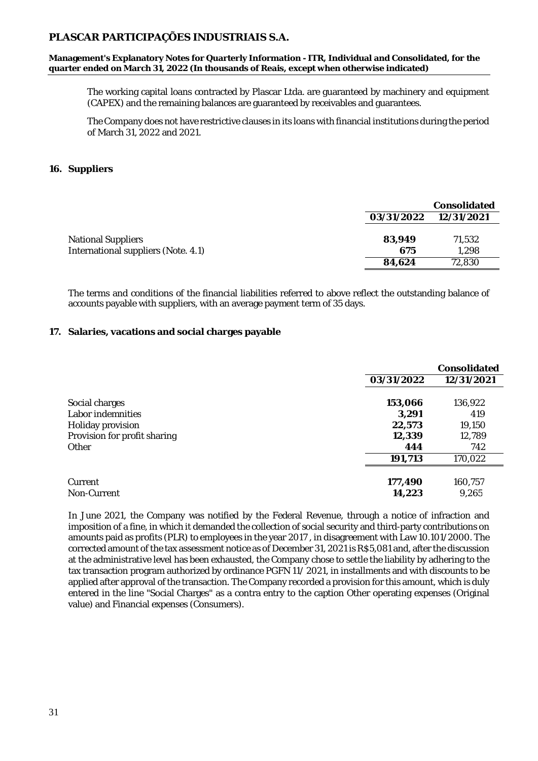The working capital loans contracted by Plascar Ltda. are guaranteed by machinery and equipment (CAPEX) and the remaining balances are guaranteed by receivables and guarantees.

The Company does not have restrictive clauses in its loans with financial institutions during the period of March 31, 2022 and 2021.

## 16. Suppliers

| | Consolidated | |
|---|---|---|
| | **03/31/2022** | **12/31/2021** |
| National Suppliers | **83,949** | 71,532 |
| International suppliers (Note. 4.1) | **675** | 1,298 |
| | **84,624** | 72,830 |

The terms and conditions of the financial liabilities referred to above reflect the outstanding balance of accounts payable with suppliers, with an average payment term of 35 days.

## 17. Salaries, vacations and social charges payable

| | Consolidated | |
|---|---|---|
| | **03/31/2022** | **12/31/2021** |
| Social charges | **153,066** | 136,922 |
| Labor indemnities | **3,291** | 419 |
| Holiday provision | **22,573** | 19,150 |
| Provision for profit sharing | **12,339** | 12,789 |
| Other | **444** | 742 |
| | **191,713** | 170,022 |
| Current | **177,490** | 160,757 |
| Non-Current | **14,223** | 9,265 |

In June 2021, the Company was notified by the Federal Revenue, through a notice of infraction and imposition of a fine, in which it demanded the collection of social security and third-party contributions on amounts paid as profits (PLR) to employees in the year 2017 , in disagreement with Law 10.101/2000. The corrected amount of the tax assessment notice as of December 31, 2021 is R$5,081 and, after the discussion at the administrative level has been exhausted, the Company chose to settle the liability by adhering to the tax transaction program authorized by ordinance PGFN 11/ 2021, in installments and with discounts to be applied after approval of the transaction. The Company recorded a provision for this amount, which is duly entered in the line "Social Charges" as a contra entry to the caption Other operating expenses (Original value) and Financial expenses (Consumers).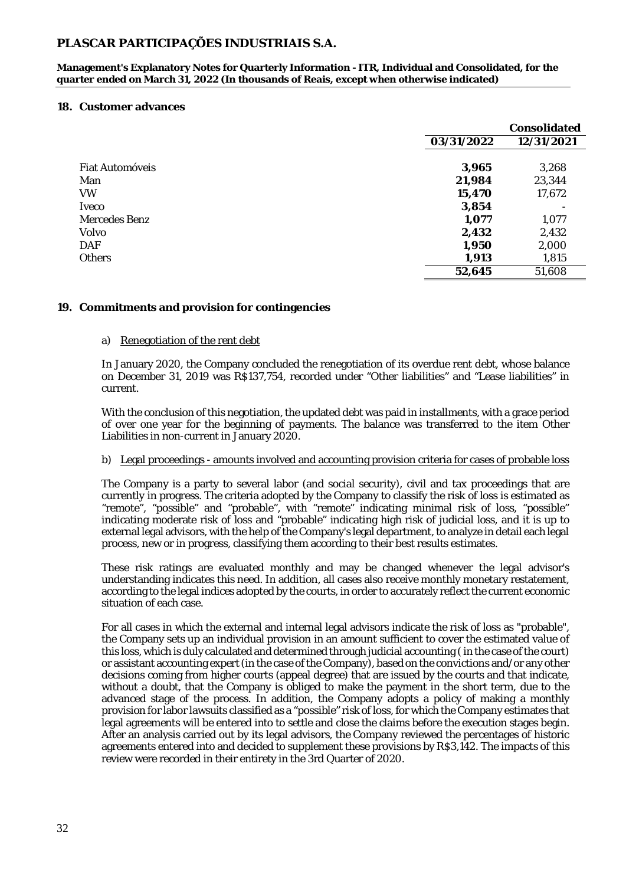## 18. Customer advances

| | Consolidated | |
|---|---|---|
| | **03/31/2022** | **12/31/2021** |
| Fiat Automóveis | **3,965** | 3,268 |
| Man | **21,984** | 23,344 |
| VW | **15,470** | 17,672 |
| Iveco | **3,854** | - |
| Mercedes Benz | **1,077** | 1,077 |
| Volvo | **2,432** | 2,432 |
| DAF | **1,950** | 2,000 |
| Others | **1,913** | 1,815 |
| | **52,645** | 51,608 |

## 19. Commitments and provision for contingencies

a) Renegotiation of the rent debt

In January 2020, the Company concluded the renegotiation of its overdue rent debt, whose balance on December 31, 2019 was R$137,754, recorded under "Other liabilities" and "Lease liabilities" in current.

With the conclusion of this negotiation, the updated debt was paid in installments, with a grace period of over one year for the beginning of payments. The balance was transferred to the item Other Liabilities in non-current in January 2020.

b) Legal proceedings - amounts involved and accounting provision criteria for cases of probable loss

The Company is a party to several labor (and social security), civil and tax proceedings that are currently in progress. The criteria adopted by the Company to classify the risk of loss is estimated as "remote", "possible" and "probable", with "remote" indicating minimal risk of loss, "possible" indicating moderate risk of loss and "probable" indicating high risk of judicial loss, and it is up to external legal advisors, with the help of the Company's legal department, to analyze in detail each legal process, new or in progress, classifying them according to their best results estimates.

These risk ratings are evaluated monthly and may be changed whenever the legal advisor's understanding indicates this need. In addition, all cases also receive monthly monetary restatement, according to the legal indices adopted by the courts, in order to accurately reflect the current economic situation of each case.

For all cases in which the external and internal legal advisors indicate the risk of loss as "probable", the Company sets up an individual provision in an amount sufficient to cover the estimated value of this loss, which is duly calculated and determined through judicial accounting ( in the case of the court) or assistant accounting expert (in the case of the Company), based on the convictions and/or any other decisions coming from higher courts (appeal degree) that are issued by the courts and that indicate, without a doubt, that the Company is obliged to make the payment in the short term, due to the advanced stage of the process. In addition, the Company adopts a policy of making a monthly provision for labor lawsuits classified as a "possible" risk of loss, for which the Company estimates that legal agreements will be entered into to settle and close the claims before the execution stages begin. After an analysis carried out by its legal advisors, the Company reviewed the percentages of historic agreements entered into and decided to supplement these provisions by R$3,142. The impacts of this review were recorded in their entirety in the 3rd Quarter of 2020.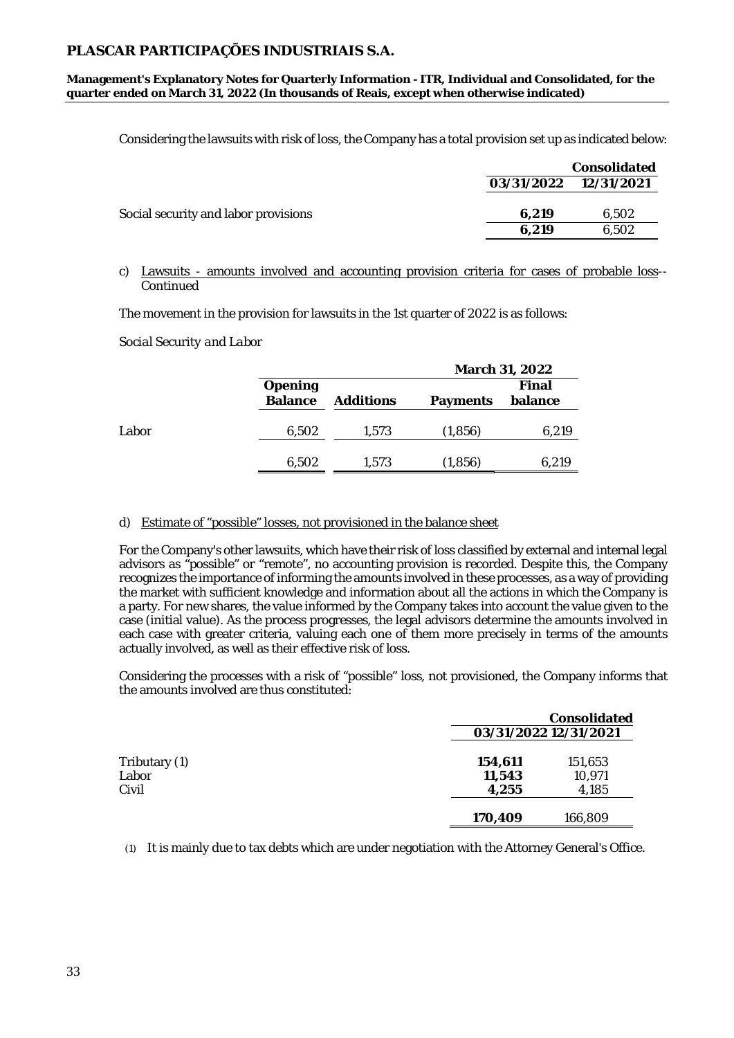Considering the lawsuits with risk of loss, the Company has a total provision set up as indicated below:

| | Consolidated | |
|---|---|---|
| | **03/31/2022** | **12/31/2021** |
| Social security and labor provisions | **6,219** | 6,502 |
| | **6,219** | 6,502 |

c) Lawsuits - amounts involved and accounting provision criteria for cases of probable loss-- Continued

The movement in the provision for lawsuits in the 1st quarter of 2022 is as follows:

*Social Security and Labor*

| | | | March 31, 2022 | |
|---|---|---|---|---|
| | **Opening Balance** | **Additions** | **Payments** | **Final balance** |
| Labor | 6,502 | 1,573 | (1,856) | 6,219 |
| | 6,502 | 1,573 | (1,856) | 6,219 |

d) Estimate of "possible" losses, not provisioned in the balance sheet

For the Company's other lawsuits, which have their risk of loss classified by external and internal legal advisors as "possible" or "remote", no accounting provision is recorded. Despite this, the Company recognizes the importance of informing the amounts involved in these processes, as a way of providing the market with sufficient knowledge and information about all the actions in which the Company is a party. For new shares, the value informed by the Company takes into account the value given to the case (initial value). As the process progresses, the legal advisors determine the amounts involved in each case with greater criteria, valuing each one of them more precisely in terms of the amounts actually involved, as well as their effective risk of loss.

Considering the processes with a risk of "possible" loss, not provisioned, the Company informs that the amounts involved are thus constituted:

| | Consolidated | |
|---|---|---|
| | **03/31/2022** | **12/31/2021** |
| Tributary (1) | **154,611** | 151,653 |
| Labor | **11,543** | 10,971 |
| Civil | **4,255** | 4,185 |
| | **170,409** | 166,809 |

(1) It is mainly due to tax debts which are under negotiation with the Attorney General's Office.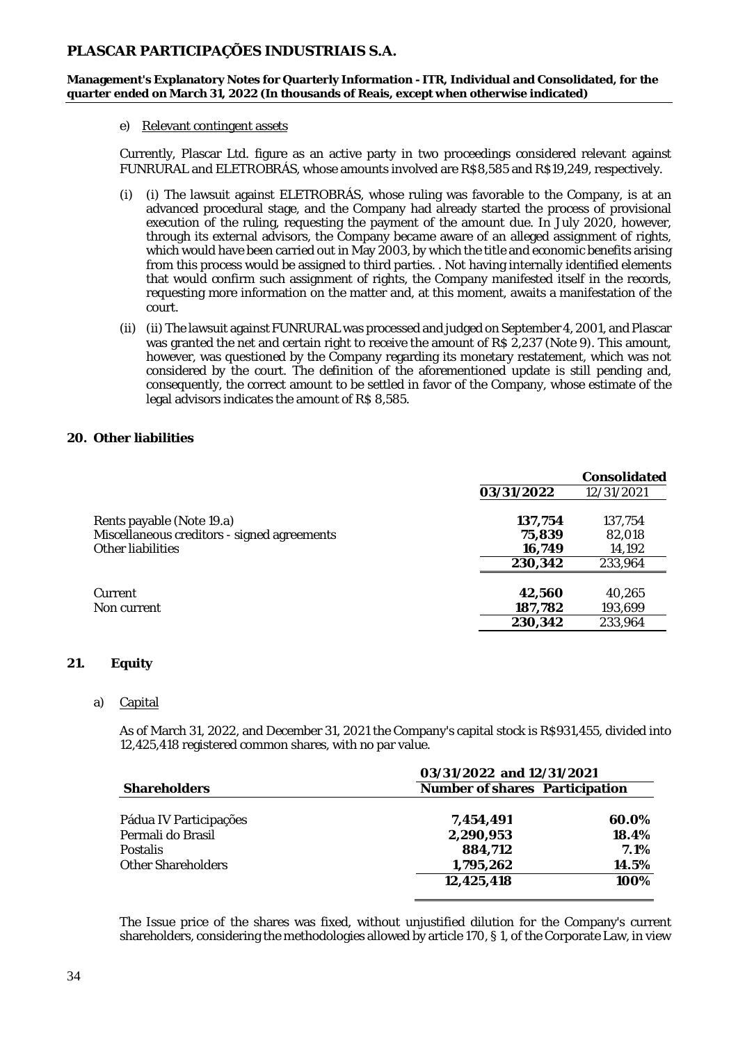e) Relevant contingent assets

Currently, Plascar Ltd. figure as an active party in two proceedings considered relevant against FUNRURAL and ELETROBRÁS, whose amounts involved are R$8,585 and R$19,249, respectively.

(i) (i) The lawsuit against ELETROBRÁS, whose ruling was favorable to the Company, is at an advanced procedural stage, and the Company had already started the process of provisional execution of the ruling, requesting the payment of the amount due. In July 2020, however, through its external advisors, the Company became aware of an alleged assignment of rights, which would have been carried out in May 2003, by which the title and economic benefits arising from this process would be assigned to third parties. . Not having internally identified elements that would confirm such assignment of rights, the Company manifested itself in the records, requesting more information on the matter and, at this moment, awaits a manifestation of the court.

(ii) (ii) The lawsuit against FUNRURAL was processed and judged on September 4, 2001, and Plascar was granted the net and certain right to receive the amount of R$ 2,237 (Note 9). This amount, however, was questioned by the Company regarding its monetary restatement, which was not considered by the court. The definition of the aforementioned update is still pending and, consequently, the correct amount to be settled in favor of the Company, whose estimate of the legal advisors indicates the amount of R$ 8,585.

## 20. Other liabilities

| | | Consolidated |
|---|---|---|
| | **03/31/2022** | 12/31/2021 |
| Rents payable (Note 19.a) | **137,754** | 137,754 |
| Miscellaneous creditors - signed agreements | **75,839** | 82,018 |
| Other liabilities | **16,749** | 14,192 |
| | **230,342** | 233,964 |
| Current | **42,560** | 40,265 |
| Non current | **187,782** | 193,699 |
| | **230,342** | 233,964 |

## 21. Equity

a) Capital

As of March 31, 2022, and December 31, 2021 the Company's capital stock is R$931,455, divided into 12,425,418 registered common shares, with no par value.

| | 03/31/2022 and 12/31/2021 | |
|---|---|---|
| **Shareholders** | **Number of shares** | **Participation** |
| Pádua IV Participações | **7,454,491** | **60.0%** |
| Permali do Brasil | **2,290,953** | **18.4%** |
| Postalis | **884,712** | **7.1%** |
| Other Shareholders | **1,795,262** | **14.5%** |
| | **12,425,418** | **100%** |

The Issue price of the shares was fixed, without unjustified dilution for the Company's current shareholders, considering the methodologies allowed by article 170, § 1, of the Corporate Law, in view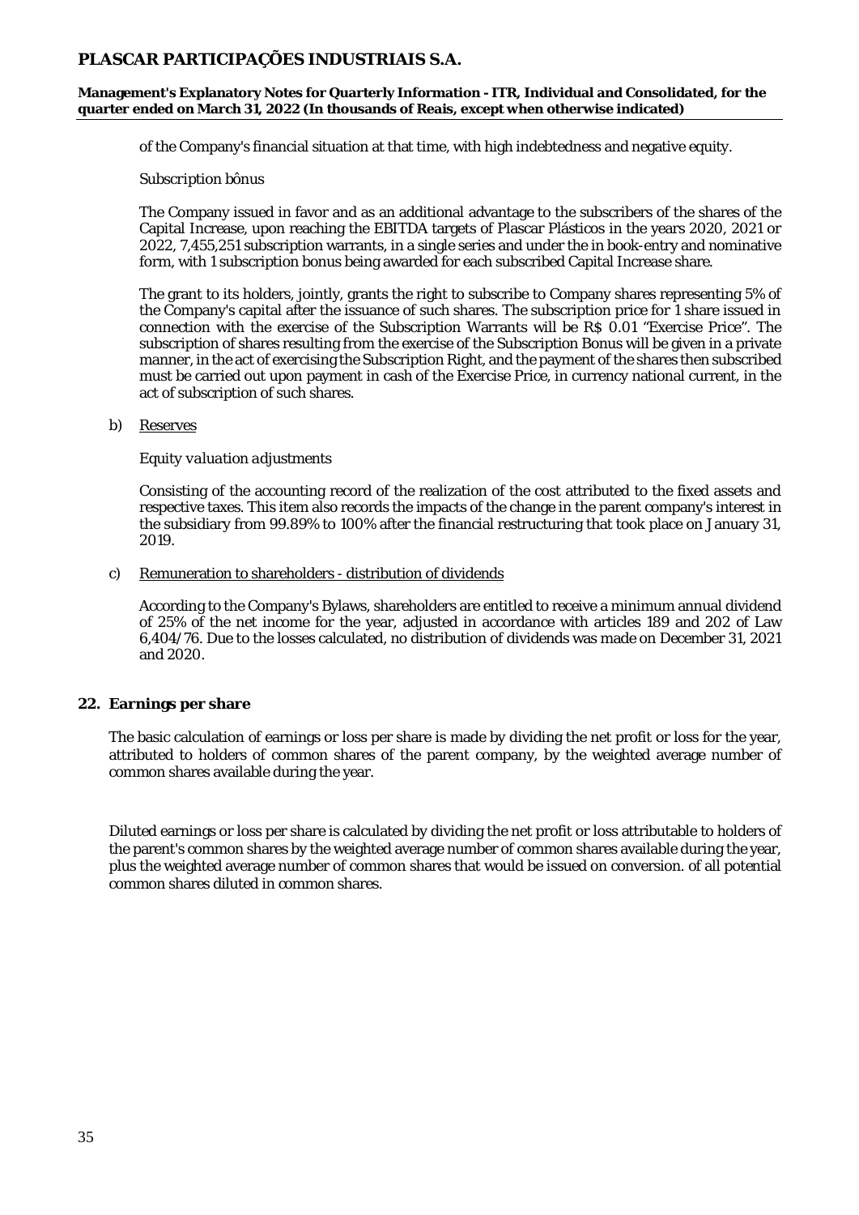of the Company's financial situation at that time, with high indebtedness and negative equity.

*Subscription bônus*

The Company issued in favor and as an additional advantage to the subscribers of the shares of the Capital Increase, upon reaching the EBITDA targets of Plascar Plásticos in the years 2020, 2021 or 2022, 7,455,251 subscription warrants, in a single series and under the in book-entry and nominative form, with 1 subscription bonus being awarded for each subscribed Capital Increase share.

The grant to its holders, jointly, grants the right to subscribe to Company shares representing 5% of the Company's capital after the issuance of such shares. The subscription price for 1 share issued in connection with the exercise of the Subscription Warrants will be R$ 0.01 "Exercise Price". The subscription of shares resulting from the exercise of the Subscription Bonus will be given in a private manner, in the act of exercising the Subscription Right, and the payment of the shares then subscribed must be carried out upon payment in cash of the Exercise Price, in currency national current, in the act of subscription of such shares.

b) Reserves

*Equity valuation adjustments*

Consisting of the accounting record of the realization of the cost attributed to the fixed assets and respective taxes. This item also records the impacts of the change in the parent company's interest in the subsidiary from 99.89% to 100% after the financial restructuring that took place on January 31, 2019.

c) Remuneration to shareholders - distribution of dividends

According to the Company's Bylaws, shareholders are entitled to receive a minimum annual dividend of 25% of the net income for the year, adjusted in accordance with articles 189 and 202 of Law 6,404/76. Due to the losses calculated, no distribution of dividends was made on December 31, 2021 and 2020.

## 22. Earnings per share

The basic calculation of earnings or loss per share is made by dividing the net profit or loss for the year, attributed to holders of common shares of the parent company, by the weighted average number of common shares available during the year.

Diluted earnings or loss per share is calculated by dividing the net profit or loss attributable to holders of the parent's common shares by the weighted average number of common shares available during the year, plus the weighted average number of common shares that would be issued on conversion. of all potential common shares diluted in common shares.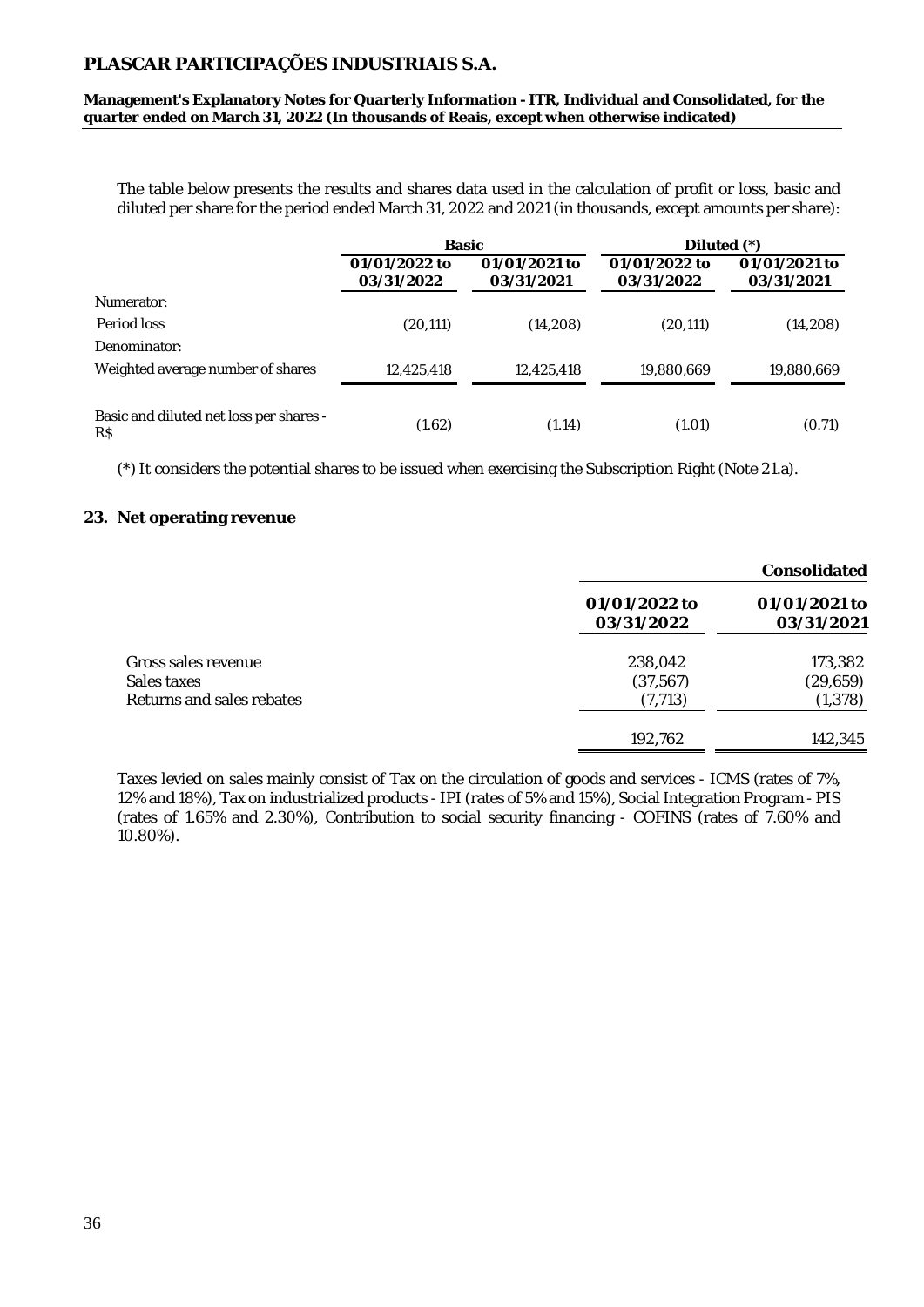The table below presents the results and shares data used in the calculation of profit or loss, basic and diluted per share for the period ended March 31, 2022 and 2021 (in thousands, except amounts per share):

| | Basic | | Diluted (*) | |
|---|---|---|---|---|
| | 01/01/2022 to 03/31/2022 | 01/01/2021 to 03/31/2021 | 01/01/2022 to 03/31/2022 | 01/01/2021 to 03/31/2021 |
| Numerator: | | | | |
| Period loss | (20,111) | (14,208) | (20,111) | (14,208) |
| Denominator: | | | | |
| Weighted average number of shares | 12,425,418 | 12,425,418 | 19,880,669 | 19,880,669 |
| Basic and diluted net loss per shares - R$ | (1.62) | (1.14) | (1.01) | (0.71) |

(*) It considers the potential shares to be issued when exercising the Subscription Right (Note 21.a).

## 23. Net operating revenue

| | Consolidated | |
|---|---|---|
| | 01/01/2022 to 03/31/2022 | 01/01/2021 to 03/31/2021 |
| Gross sales revenue | 238,042 | 173,382 |
| Sales taxes | (37,567) | (29,659) |
| Returns and sales rebates | (7,713) | (1,378) |
| | 192,762 | 142,345 |

Taxes levied on sales mainly consist of Tax on the circulation of goods and services - ICMS (rates of 7%, 12% and 18%), Tax on industrialized products - IPI (rates of 5% and 15%), Social Integration Program - PIS (rates of 1.65% and 2.30%), Contribution to social security financing - COFINS (rates of 7.60% and 10.80%).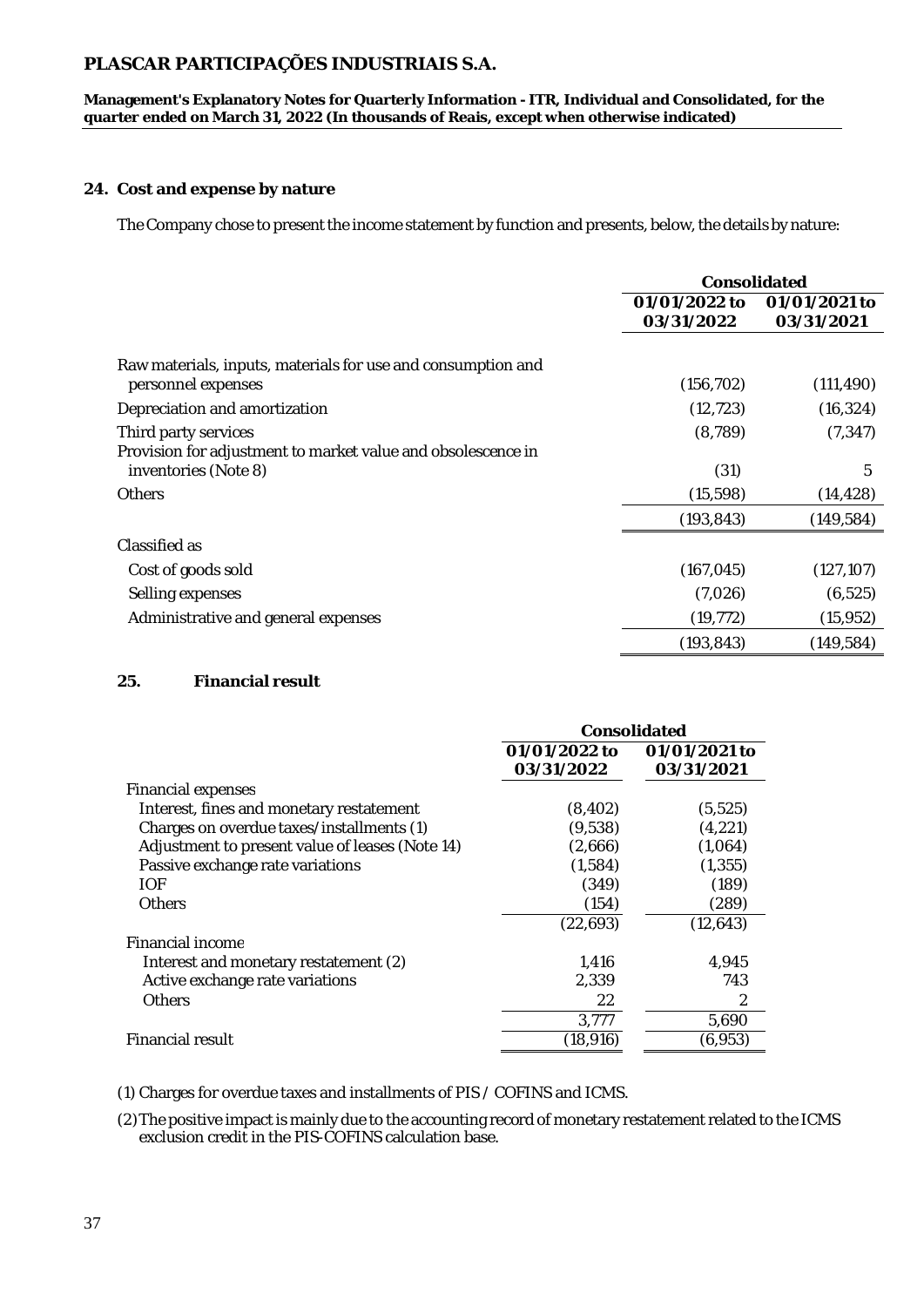## 24. Cost and expense by nature

The Company chose to present the income statement by function and presents, below, the details by nature:

| | Consolidated | |
|---|---|---|
| | 01/01/2022 to 03/31/2022 | 01/01/2021 to 03/31/2021 |
| Raw materials, inputs, materials for use and consumption and personnel expenses | (156,702) | (111,490) |
| Depreciation and amortization | (12,723) | (16,324) |
| Third party services | (8,789) | (7,347) |
| Provision for adjustment to market value and obsolescence in inventories (Note 8) | (31) | 5 |
| Others | (15,598) | (14,428) |
| | (193,843) | (149,584) |
| Classified as | | |
| Cost of goods sold | (167,045) | (127,107) |
| Selling expenses | (7,026) | (6,525) |
| Administrative and general expenses | (19,772) | (15,952) |
| | (193,843) | (149,584) |

## 25. Financial result

| | Consolidated | |
|---|---|---|
| | 01/01/2022 to 03/31/2022 | 01/01/2021 to 03/31/2021 |
| Financial expenses | | |
| Interest, fines and monetary restatement | (8,402) | (5,525) |
| Charges on overdue taxes/installments (1) | (9,538) | (4,221) |
| Adjustment to present value of leases (Note 14) | (2,666) | (1,064) |
| Passive exchange rate variations | (1,584) | (1,355) |
| IOF | (349) | (189) |
| Others | (154) | (289) |
| | (22,693) | (12,643) |
| Financial income | | |
| Interest and monetary restatement (2) | 1,416 | 4,945 |
| Active exchange rate variations | 2,339 | 743 |
| Others | 22 | 2 |
| | 3,777 | 5,690 |
| Financial result | (18,916) | (6,953) |

(1) Charges for overdue taxes and installments of PIS / COFINS and ICMS.

(2) The positive impact is mainly due to the accounting record of monetary restatement related to the ICMS exclusion credit in the PIS-COFINS calculation base.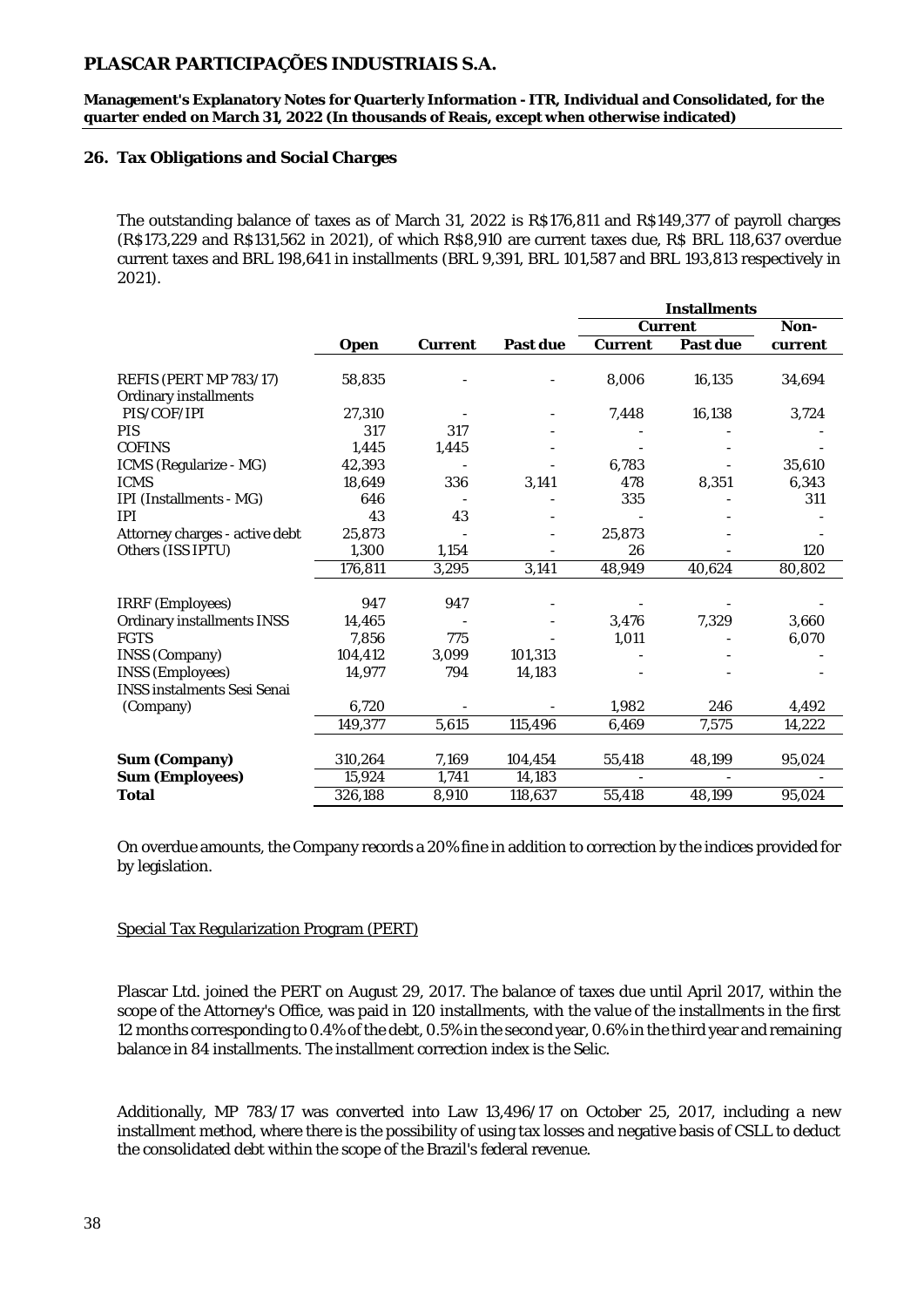## 26. Tax Obligations and Social Charges

The outstanding balance of taxes as of March 31, 2022 is R$176,811 and R$149,377 of payroll charges (R$173,229 and R$131,562 in 2021), of which R$8,910 are current taxes due, R$ BRL 118,637 overdue current taxes and BRL 198,641 in installments (BRL 9,391, BRL 101,587 and BRL 193,813 respectively in 2021).

| | | | | Installments | | |
|---|---|---|---|---|---|---|
| | | | | Current | | Non- |
| | **Open** | **Current** | **Past due** | **Current** | **Past due** | **current** |
| REFIS (PERT MP 783/17) | 58,835 | - | - | 8,006 | 16,135 | 34,694 |
| Ordinary installments | | | | | | |
| PIS/COF/IPI | 27,310 | - | - | 7,448 | 16,138 | 3,724 |
| PIS | 317 | 317 | - | - | - | - |
| COFINS | 1,445 | 1,445 | - | - | - | - |
| ICMS (Regularize - MG) | 42,393 | - | - | 6,783 | - | 35,610 |
| ICMS | 18,649 | 336 | 3,141 | 478 | 8,351 | 6,343 |
| IPI (Installments - MG) | 646 | - | - | 335 | - | 311 |
| IPI | 43 | 43 | - | - | - | - |
| Attorney charges - active debt | 25,873 | - | - | 25,873 | - | - |
| Others (ISS IPTU) | 1,300 | 1,154 | - | 26 | - | 120 |
| | 176,811 | 3,295 | 3,141 | 48,949 | 40,624 | 80,802 |
| IRRF (Employees) | 947 | 947 | - | - | - | - |
| Ordinary installments INSS | 14,465 | - | - | 3,476 | 7,329 | 3,660 |
| FGTS | 7,856 | 775 | - | 1,011 | - | 6,070 |
| INSS (Company) | 104,412 | 3,099 | 101,313 | - | - | - |
| INSS (Employees) | 14,977 | 794 | 14,183 | - | - | - |
| INSS instalments Sesi Senai (Company) | 6,720 | - | - | 1,982 | 246 | 4,492 |
| | 149,377 | 5,615 | 115,496 | 6,469 | 7,575 | 14,222 |
| **Sum (Company)** | 310,264 | 7,169 | 104,454 | 55,418 | 48,199 | 95,024 |
| **Sum (Employees)** | 15,924 | 1,741 | 14,183 | - | - | - |
| **Total** | 326,188 | 8,910 | 118,637 | 55,418 | 48,199 | 95,024 |

On overdue amounts, the Company records a 20% fine in addition to correction by the indices provided for by legislation.

Special Tax Regularization Program (PERT)

Plascar Ltd. joined the PERT on August 29, 2017. The balance of taxes due until April 2017, within the scope of the Attorney's Office, was paid in 120 installments, with the value of the installments in the first 12 months corresponding to 0.4% of the debt, 0.5% in the second year, 0.6% in the third year and remaining balance in 84 installments. The installment correction index is the Selic.

Additionally, MP 783/17 was converted into Law 13,496/17 on October 25, 2017, including a new installment method, where there is the possibility of using tax losses and negative basis of CSLL to deduct the consolidated debt within the scope of the Brazil's federal revenue.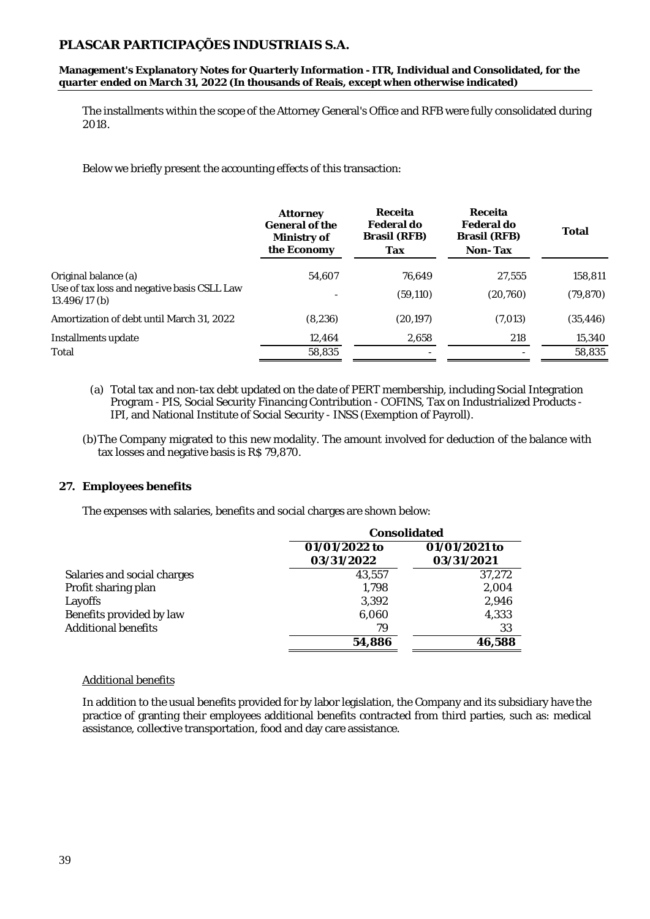The installments within the scope of the Attorney General's Office and RFB were fully consolidated during 2018.

Below we briefly present the accounting effects of this transaction:

| | Attorney General of the Ministry of the Economy | Receita Federal do Brasil (RFB) Tax | Receita Federal do Brasil (RFB) Non- Tax | Total |
|---|---|---|---|---|
| Original balance (a) | 54,607 | 76,649 | 27,555 | 158,811 |
| Use of tax loss and negative basis CSLL Law 13.496/17 (b) | - | (59,110) | (20,760) | (79,870) |
| Amortization of debt until March 31, 2022 | (8,236) | (20,197) | (7,013) | (35,446) |
| Installments update | 12,464 | 2,658 | 218 | 15,340 |
| Total | 58,835 | - | - | 58,835 |

(a) Total tax and non-tax debt updated on the date of PERT membership, including Social Integration Program - PIS, Social Security Financing Contribution - COFINS, Tax on Industrialized Products - IPI, and National Institute of Social Security - INSS (Exemption of Payroll).

(b) The Company migrated to this new modality. The amount involved for deduction of the balance with tax losses and negative basis is R$ 79,870.

## 27. Employees benefits

The expenses with salaries, benefits and social charges are shown below:

| | Consolidated | |
|---|---|---|
| | 01/01/2022 to 03/31/2022 | 01/01/2021 to 03/31/2021 |
| Salaries and social charges | 43,557 | 37,272 |
| Profit sharing plan | 1,798 | 2,004 |
| Layoffs | 3,392 | 2,946 |
| Benefits provided by law | 6,060 | 4,333 |
| Additional benefits | 79 | 33 |
| | **54,886** | **46,588** |

Additional benefits

In addition to the usual benefits provided for by labor legislation, the Company and its subsidiary have the practice of granting their employees additional benefits contracted from third parties, such as: medical assistance, collective transportation, food and day care assistance.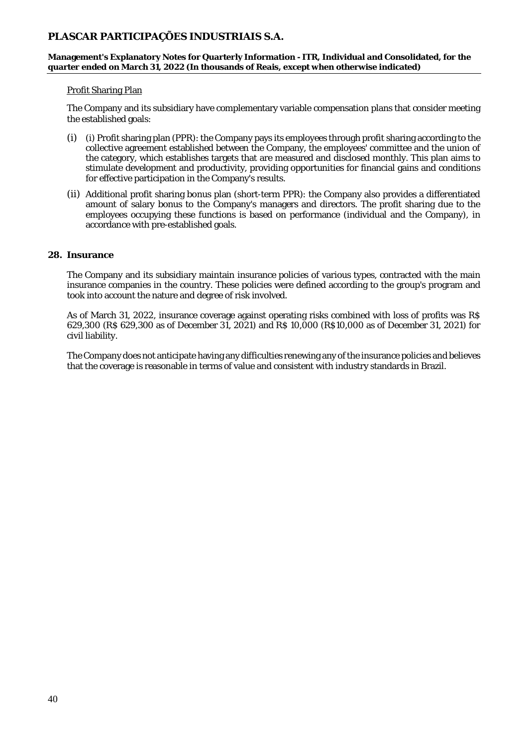Profit Sharing Plan

The Company and its subsidiary have complementary variable compensation plans that consider meeting the established goals:

(i) (i) Profit sharing plan (PPR): the Company pays its employees through profit sharing according to the collective agreement established between the Company, the employees' committee and the union of the category, which establishes targets that are measured and disclosed monthly. This plan aims to stimulate development and productivity, providing opportunities for financial gains and conditions for effective participation in the Company's results.

(ii) Additional profit sharing bonus plan (short-term PPR): the Company also provides a differentiated amount of salary bonus to the Company's managers and directors. The profit sharing due to the employees occupying these functions is based on performance (individual and the Company), in accordance with pre-established goals.

## 28. Insurance

The Company and its subsidiary maintain insurance policies of various types, contracted with the main insurance companies in the country. These policies were defined according to the group's program and took into account the nature and degree of risk involved.

As of March 31, 2022, insurance coverage against operating risks combined with loss of profits was R$ 629,300 (R$ 629,300 as of December 31, 2021) and R$ 10,000 (R$10,000 as of December 31, 2021) for civil liability.

The Company does not anticipate having any difficulties renewing any of the insurance policies and believes that the coverage is reasonable in terms of value and consistent with industry standards in Brazil.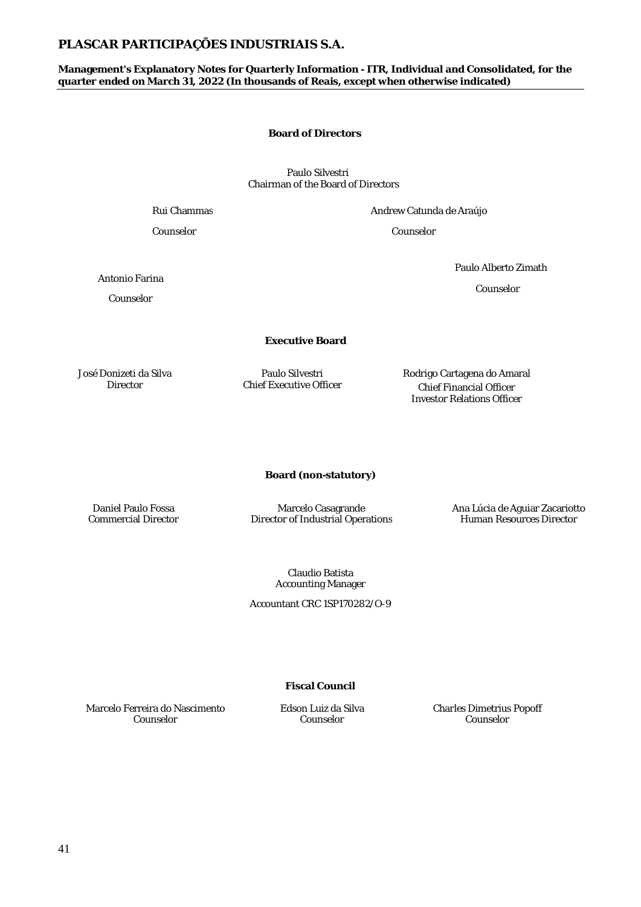**Board of Directors**

Paulo Silvestri
Chairman of the Board of Directors

Rui Chammas
Counselor

Andrew Catunda de Araújo
Counselor

Antonio Farina
Counselor

Paulo Alberto Zimath
Counselor

**Executive Board**

José Donizeti da Silva
Director

Paulo Silvestri
Chief Executive Officer

Rodrigo Cartagena do Amaral
Chief Financial Officer
Investor Relations Officer

**Board (non-statutory)**

Daniel Paulo Fossa
Commercial Director

Marcelo Casagrande
Director of Industrial Operations

Ana Lúcia de Aguiar Zacariotto
Human Resources Director

Claudio Batista
Accounting Manager

Accountant CRC 1SP170282/O-9

**Fiscal Council**

Marcelo Ferreira do Nascimento
Counselor

Edson Luiz da Silva
Counselor

Charles Dimetrius Popoff
Counselor